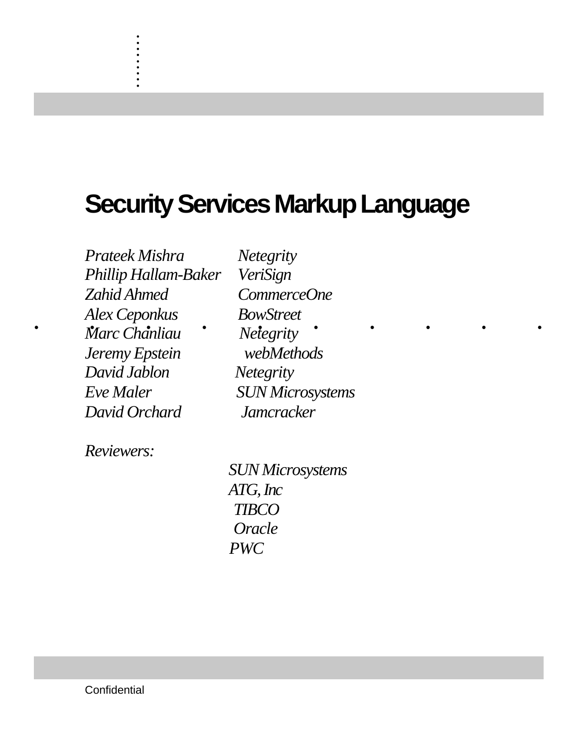# Security Services Markup Language

| | |
|---|---|
| *Prateek Mishra* | *Netegrity* |
| *Phillip Hallam-Baker* | *VeriSign* |
| *Zahid Ahmed* | *CommerceOne* |
| *Alex Ceponkus* | *BowStreet* |
| *Marc Chanliau* | *Netegrity* |
| *Jeremy Epstein* | *webMethods* |
| *David Jablon* | *Netegrity* |
| *Eve Maler* | *SUN Microsystems* |
| *David Orchard* | *Jamcracker* |

*Reviewers:*

*SUN Microsystems*
*ATG, Inc*
*TIBCO*
*Oracle*
*PWC*

Confidential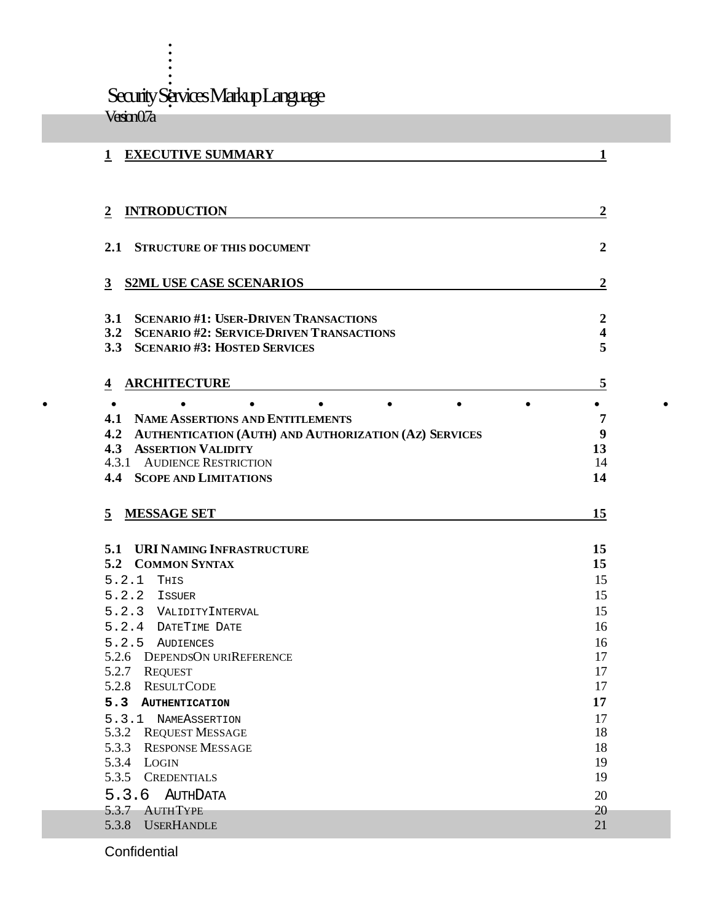Security Services Markup Language
Version 0.7a

1 EXECUTIVE SUMMARY 1

2 INTRODUCTION 2

2.1 STRUCTURE OF THIS DOCUMENT 2

3 S2ML USE CASE SCENARIOS 2

3.1 SCENARIO #1: USER-DRIVEN TRANSACTIONS 2
3.2 SCENARIO #2: SERVICE-DRIVEN TRANSACTIONS 4
3.3 SCENARIO #3: HOSTED SERVICES 5

4 ARCHITECTURE 5

4.1 NAME ASSERTIONS AND ENTITLEMENTS 7
4.2 AUTHENTICATION (AUTH) AND AUTHORIZATION (AZ) SERVICES 9
4.3 ASSERTION VALIDITY 13
4.3.1 AUDIENCE RESTRICTION 14
4.4 SCOPE AND LIMITATIONS 14

5 MESSAGE SET 15

5.1 URI NAMING INFRASTRUCTURE 15
5.2 COMMON SYNTAX 15
5.2.1 THIS 15
5.2.2 ISSUER 15
5.2.3 VALIDITYINTERVAL 15
5.2.4 DATETIME DATE 16
5.2.5 AUDIENCES 16
5.2.6 DEPENDSON URIREFERENCE 17
5.2.7 REQUEST 17
5.2.8 RESULTCODE 17
5.3 AUTHENTICATION 17
5.3.1 NAMEASSERTION 17
5.3.2 REQUEST MESSAGE 18
5.3.3 RESPONSE MESSAGE 18
5.3.4 LOGIN 19
5.3.5 CREDENTIALS 19
5.3.6 AUTHDATA 20
5.3.7 AUTHTYPE 20
5.3.8 USERHANDLE 21

Confidential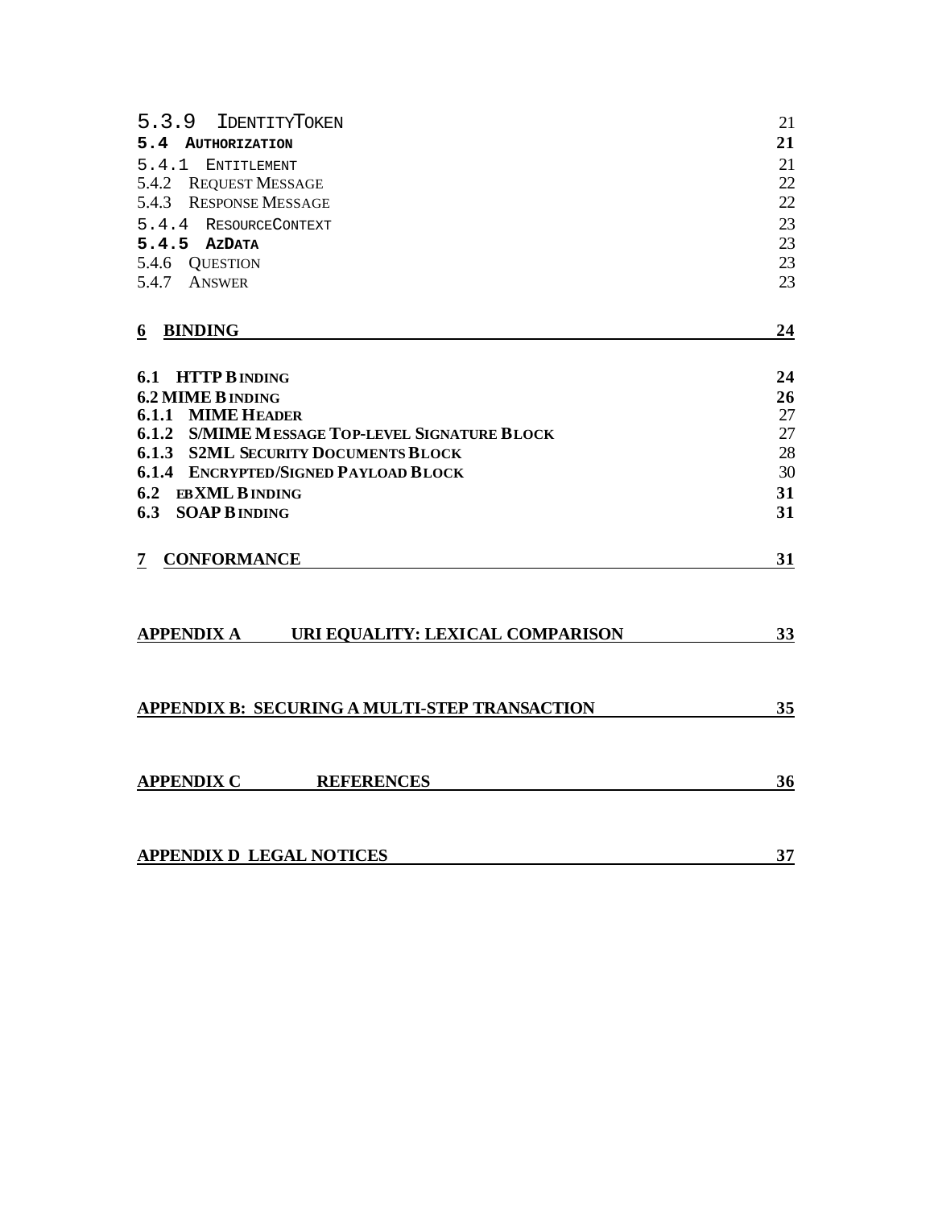5.3.9 IDENTITYTOKEN 21
**5.4 AUTHORIZATION 21**
5.4.1 ENTITLEMENT 21
5.4.2 REQUEST MESSAGE 22
5.4.3 RESPONSE MESSAGE 22
5.4.4 RESOURCECONTEXT 23
**5.4.5 AZDATA 23**
5.4.6 QUESTION 23
5.4.7 ANSWER 23

**6 BINDING 24**

**6.1 HTTP BINDING 24**
**6.2 MIME BINDING 26**
**6.1.1 MIME HEADER** 27
**6.1.2 S/MIME MESSAGE TOP-LEVEL SIGNATURE BLOCK** 27
**6.1.3 S2ML SECURITY DOCUMENTS BLOCK** 28
**6.1.4 ENCRYPTED/SIGNED PAYLOAD BLOCK** 30
**6.2 EBXML BINDING 31**
**6.3 SOAP BINDING 31**

**7 CONFORMANCE 31**

**APPENDIX A URI EQUALITY: LEXICAL COMPARISON 33**

**APPENDIX B: SECURING A MULTI-STEP TRANSACTION 35**

**APPENDIX C REFERENCES 36**

**APPENDIX D LEGAL NOTICES 37**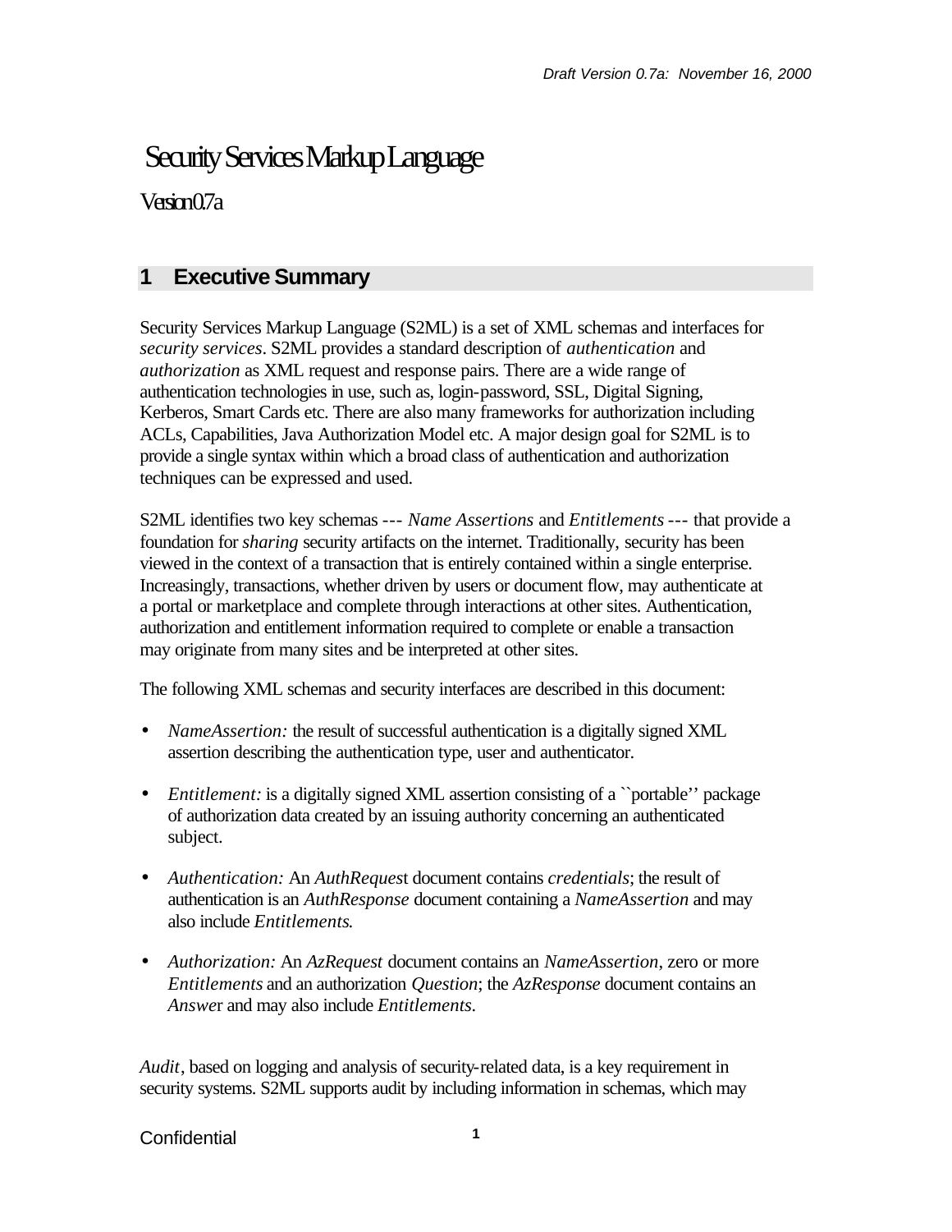# Security Services Markup Language

Version 0.7a

## 1 Executive Summary

Security Services Markup Language (S2ML) is a set of XML schemas and interfaces for *security services*. S2ML provides a standard description of *authentication* and *authorization* as XML request and response pairs. There are a wide range of authentication technologies in use, such as, login-password, SSL, Digital Signing, Kerberos, Smart Cards etc. There are also many frameworks for authorization including ACLs, Capabilities, Java Authorization Model etc. A major design goal for S2ML is to provide a single syntax within which a broad class of authentication and authorization techniques can be expressed and used.

S2ML identifies two key schemas --- *Name Assertions* and *Entitlements* --- that provide a foundation for *sharing* security artifacts on the internet. Traditionally, security has been viewed in the context of a transaction that is entirely contained within a single enterprise. Increasingly, transactions, whether driven by users or document flow, may authenticate at a portal or marketplace and complete through interactions at other sites. Authentication, authorization and entitlement information required to complete or enable a transaction may originate from many sites and be interpreted at other sites.

The following XML schemas and security interfaces are described in this document:

- *NameAssertion:* the result of successful authentication is a digitally signed XML assertion describing the authentication type, user and authenticator.
- *Entitlement:* is a digitally signed XML assertion consisting of a ``portable'' package of authorization data created by an issuing authority concerning an authenticated subject.
- *Authentication:* An *AuthRequest* document contains *credentials*; the result of authentication is an *AuthResponse* document containing a *NameAssertion* and may also include *Entitlements.*
- *Authorization:* An *AzRequest* document contains an *NameAssertion*, zero or more *Entitlements* and an authorization *Question*; the *AzResponse* document contains an *Answer* and may also include *Entitlements*.

*Audit*, based on logging and analysis of security-related data, is a key requirement in security systems. S2ML supports audit by including information in schemas, which may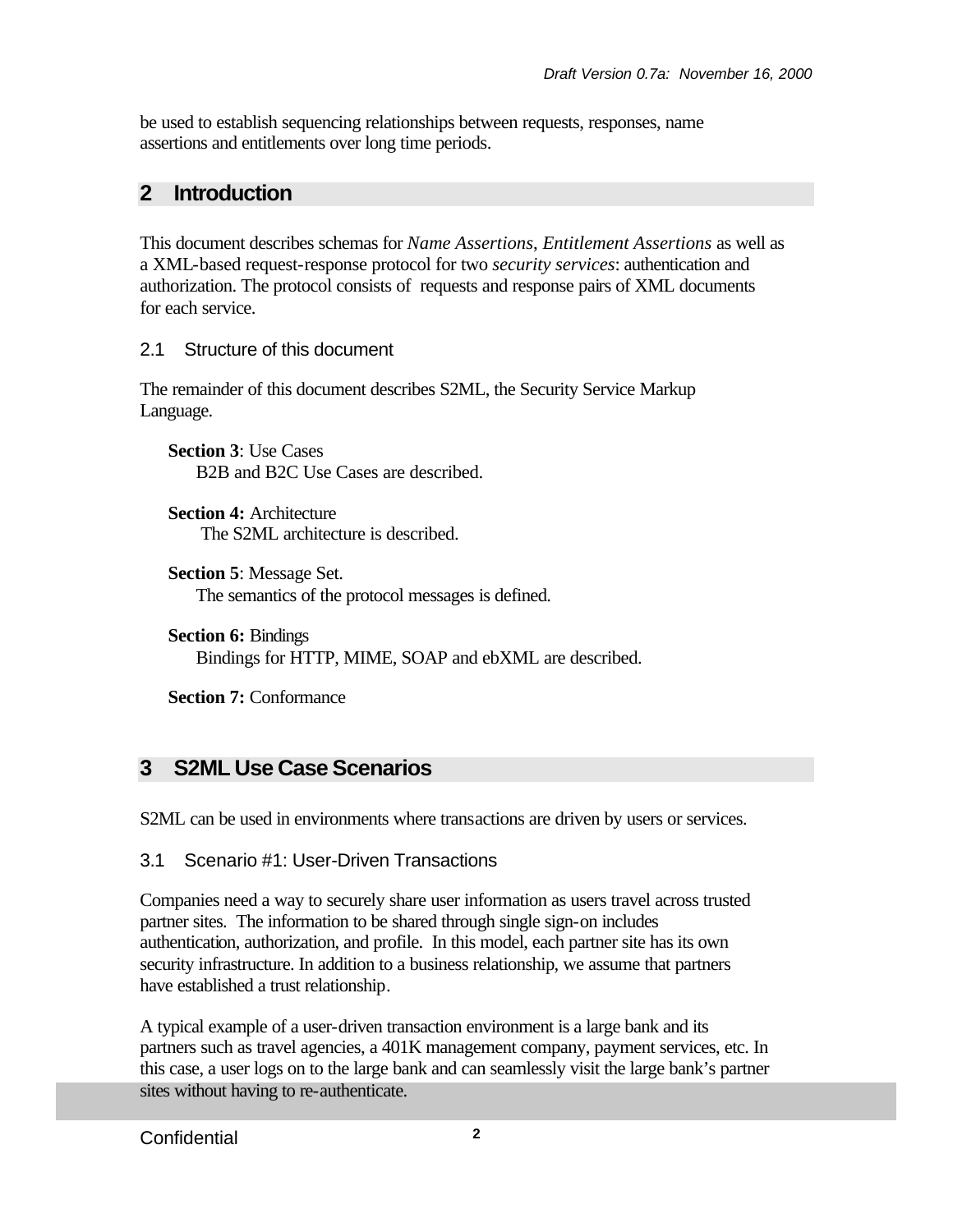be used to establish sequencing relationships between requests, responses, name assertions and entitlements over long time periods.

# 2 Introduction

This document describes schemas for *Name Assertions*, *Entitlement Assertions* as well as a XML-based request-response protocol for two *security services*: authentication and authorization. The protocol consists of requests and response pairs of XML documents for each service.

## 2.1 Structure of this document

The remainder of this document describes S2ML, the Security Service Markup Language.

**Section 3**: Use Cases
B2B and B2C Use Cases are described.

**Section 4:** Architecture
The S2ML architecture is described.

**Section 5**: Message Set.
The semantics of the protocol messages is defined.

**Section 6:** Bindings
Bindings for HTTP, MIME, SOAP and ebXML are described.

**Section 7:** Conformance

# 3 S2ML Use Case Scenarios

S2ML can be used in environments where transactions are driven by users or services.

## 3.1 Scenario #1: User-Driven Transactions

Companies need a way to securely share user information as users travel across trusted partner sites. The information to be shared through single sign-on includes authentication, authorization, and profile. In this model, each partner site has its own security infrastructure. In addition to a business relationship, we assume that partners have established a trust relationship.

A typical example of a user-driven transaction environment is a large bank and its partners such as travel agencies, a 401K management company, payment services, etc. In this case, a user logs on to the large bank and can seamlessly visit the large bank's partner sites without having to re-authenticate.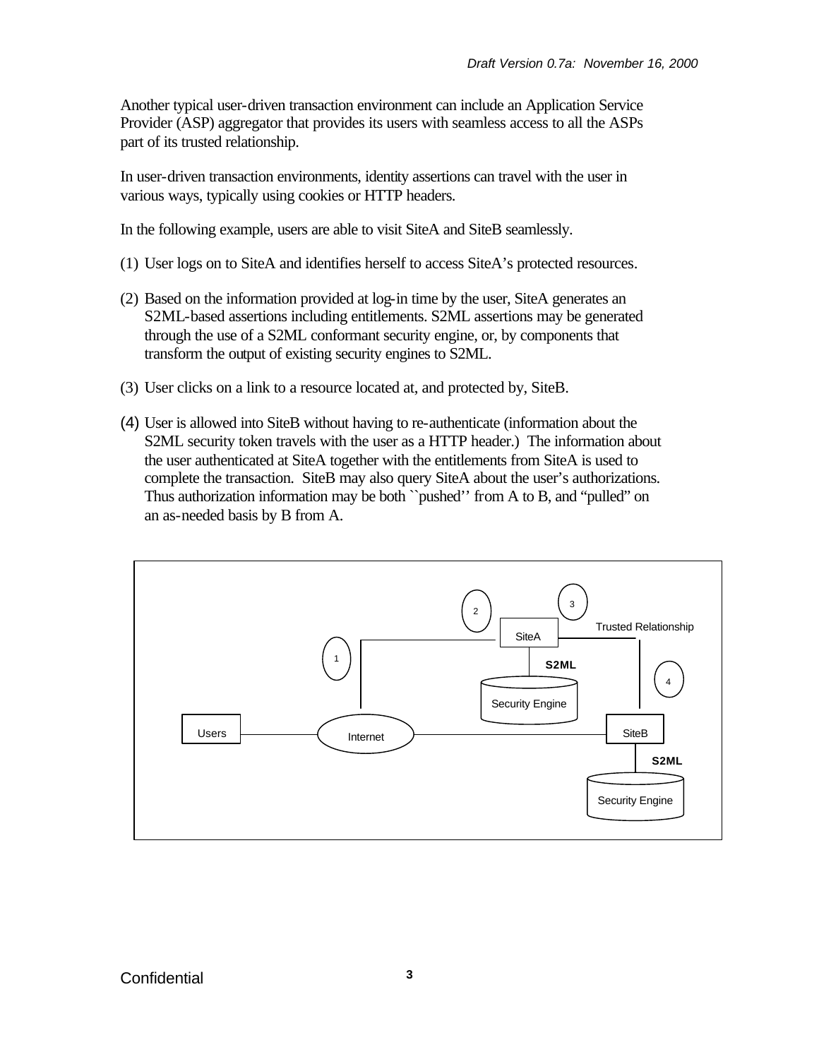Another typical user-driven transaction environment can include an Application Service Provider (ASP) aggregator that provides its users with seamless access to all the ASPs part of its trusted relationship.

In user-driven transaction environments, identity assertions can travel with the user in various ways, typically using cookies or HTTP headers.

In the following example, users are able to visit SiteA and SiteB seamlessly.

(1) User logs on to SiteA and identifies herself to access SiteA's protected resources.

(2) Based on the information provided at log-in time by the user, SiteA generates an S2ML-based assertions including entitlements. S2ML assertions may be generated through the use of a S2ML conformant security engine, or, by components that transform the output of existing security engines to S2ML.

(3) User clicks on a link to a resource located at, and protected by, SiteB.

(4) User is allowed into SiteB without having to re-authenticate (information about the S2ML security token travels with the user as a HTTP header.) The information about the user authenticated at SiteA together with the entitlements from SiteA is used to complete the transaction. SiteB may also query SiteA about the user's authorizations. Thus authorization information may be both ``pushed'' from A to B, and "pulled" on an as-needed basis by B from A.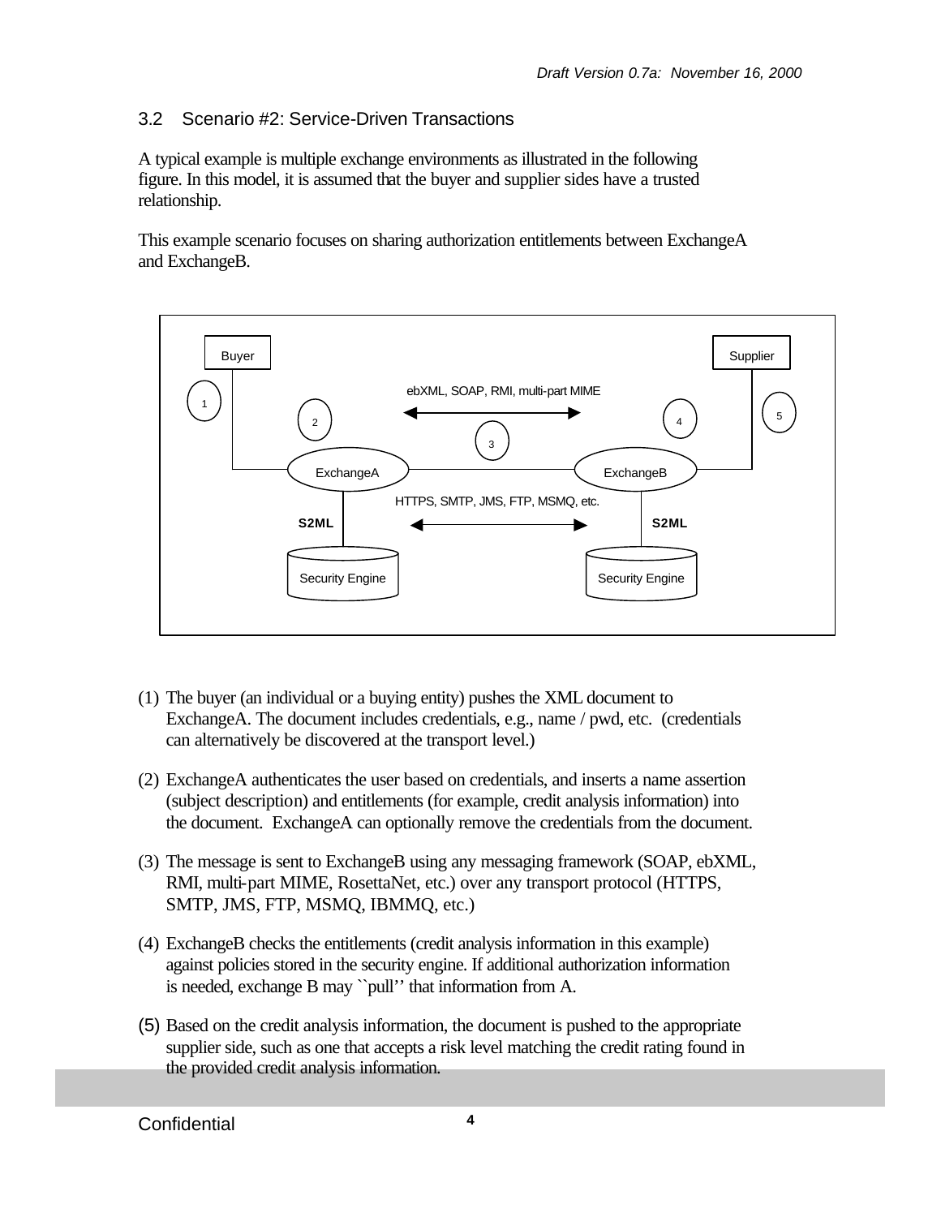## 3.2 Scenario #2: Service-Driven Transactions

A typical example is multiple exchange environments as illustrated in the following figure. In this model, it is assumed that the buyer and supplier sides have a trusted relationship.

This example scenario focuses on sharing authorization entitlements between ExchangeA and ExchangeB.

(1) The buyer (an individual or a buying entity) pushes the XML document to ExchangeA. The document includes credentials, e.g., name / pwd, etc. (credentials can alternatively be discovered at the transport level.)

(2) ExchangeA authenticates the user based on credentials, and inserts a name assertion (subject description) and entitlements (for example, credit analysis information) into the document. ExchangeA can optionally remove the credentials from the document.

(3) The message is sent to ExchangeB using any messaging framework (SOAP, ebXML, RMI, multi-part MIME, RosettaNet, etc.) over any transport protocol (HTTPS, SMTP, JMS, FTP, MSMQ, IBMMQ, etc.)

(4) ExchangeB checks the entitlements (credit analysis information in this example) against policies stored in the security engine. If additional authorization information is needed, exchange B may ``pull'' that information from A.

(5) Based on the credit analysis information, the document is pushed to the appropriate supplier side, such as one that accepts a risk level matching the credit rating found in the provided credit analysis information.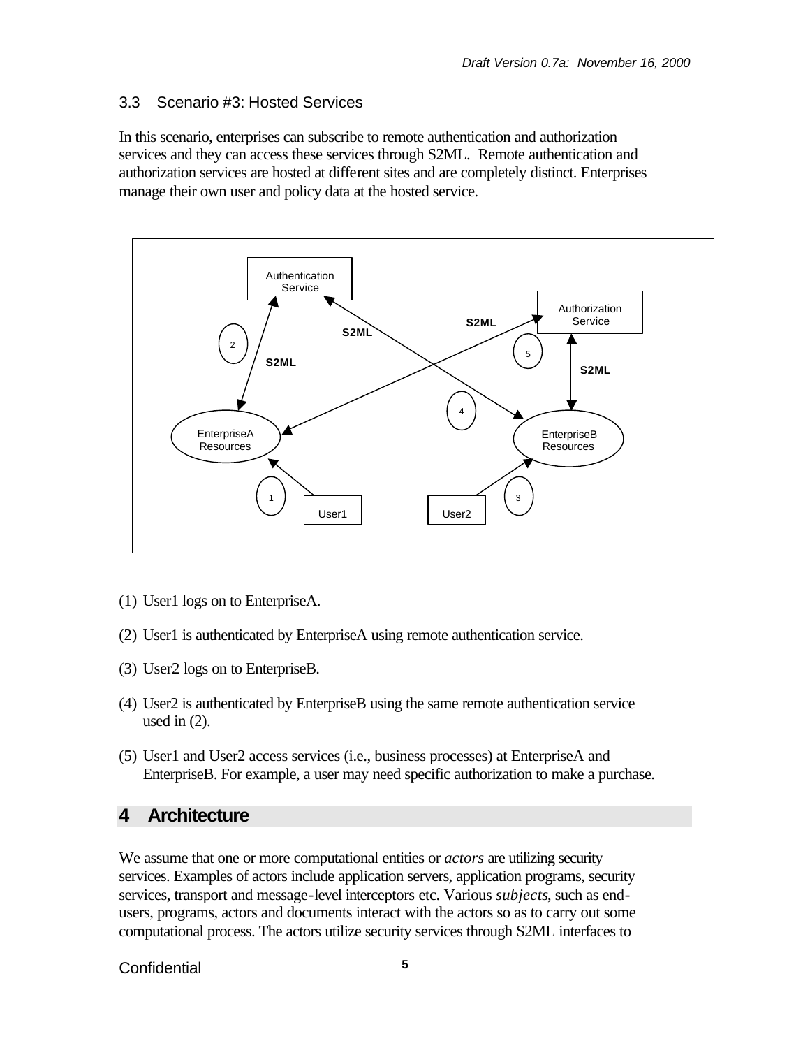### 3.3 Scenario #3: Hosted Services

In this scenario, enterprises can subscribe to remote authentication and authorization services and they can access these services through S2ML. Remote authentication and authorization services are hosted at different sites and are completely distinct. Enterprises manage their own user and policy data at the hosted service.

(1) User1 logs on to EnterpriseA.

(2) User1 is authenticated by EnterpriseA using remote authentication service.

(3) User2 logs on to EnterpriseB.

(4) User2 is authenticated by EnterpriseB using the same remote authentication service used in (2).

(5) User1 and User2 access services (i.e., business processes) at EnterpriseA and EnterpriseB. For example, a user may need specific authorization to make a purchase.

# 4 Architecture

We assume that one or more computational entities or *actors* are utilizing security services. Examples of actors include application servers, application programs, security services, transport and message-level interceptors etc. Various *subjects*, such as end-users, programs, actors and documents interact with the actors so as to carry out some computational process. The actors utilize security services through S2ML interfaces to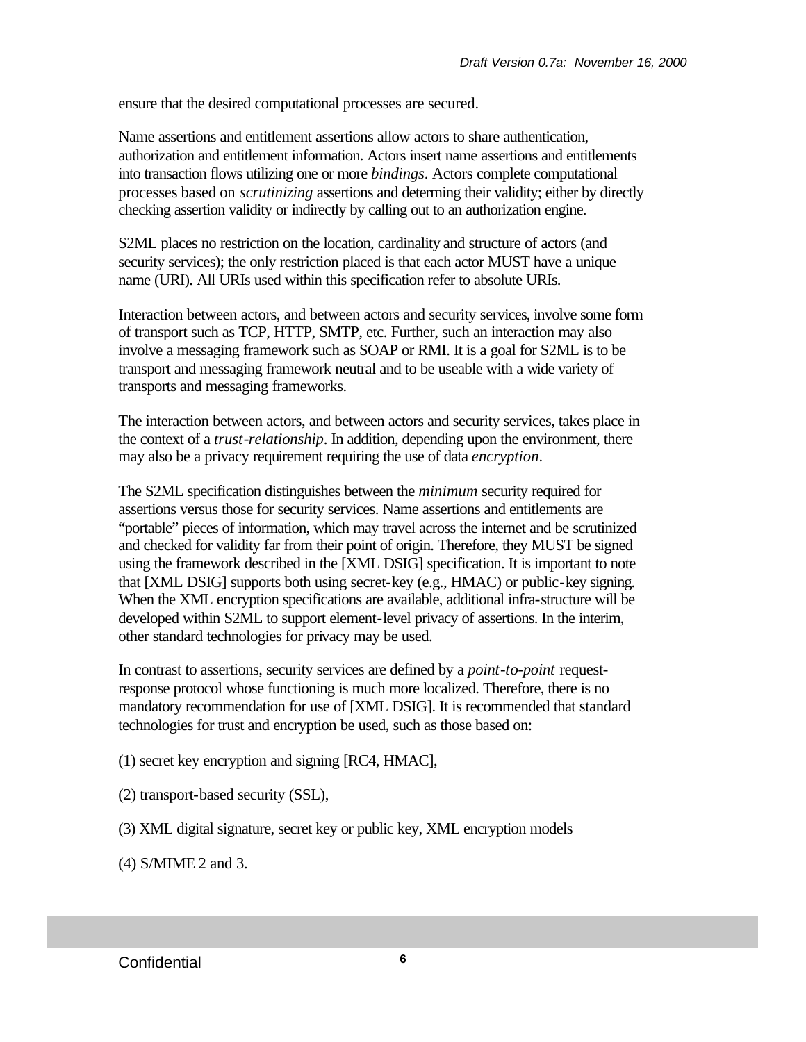ensure that the desired computational processes are secured.

Name assertions and entitlement assertions allow actors to share authentication, authorization and entitlement information. Actors insert name assertions and entitlements into transaction flows utilizing one or more *bindings*. Actors complete computational processes based on *scrutinizing* assertions and determing their validity; either by directly checking assertion validity or indirectly by calling out to an authorization engine.

S2ML places no restriction on the location, cardinality and structure of actors (and security services); the only restriction placed is that each actor MUST have a unique name (URI). All URIs used within this specification refer to absolute URIs.

Interaction between actors, and between actors and security services, involve some form of transport such as TCP, HTTP, SMTP, etc. Further, such an interaction may also involve a messaging framework such as SOAP or RMI. It is a goal for S2ML is to be transport and messaging framework neutral and to be useable with a wide variety of transports and messaging frameworks.

The interaction between actors, and between actors and security services, takes place in the context of a *trust-relationship*. In addition, depending upon the environment, there may also be a privacy requirement requiring the use of data *encryption*.

The S2ML specification distinguishes between the *minimum* security required for assertions versus those for security services. Name assertions and entitlements are "portable" pieces of information, which may travel across the internet and be scrutinized and checked for validity far from their point of origin. Therefore, they MUST be signed using the framework described in the [XML DSIG] specification. It is important to note that [XML DSIG] supports both using secret-key (e.g., HMAC) or public-key signing. When the XML encryption specifications are available, additional infra-structure will be developed within S2ML to support element-level privacy of assertions. In the interim, other standard technologies for privacy may be used.

In contrast to assertions, security services are defined by a *point-to-point* request-response protocol whose functioning is much more localized. Therefore, there is no mandatory recommendation for use of [XML DSIG]. It is recommended that standard technologies for trust and encryption be used, such as those based on:

(1) secret key encryption and signing [RC4, HMAC],

(2) transport-based security (SSL),

(3) XML digital signature, secret key or public key, XML encryption models

(4) S/MIME 2 and 3.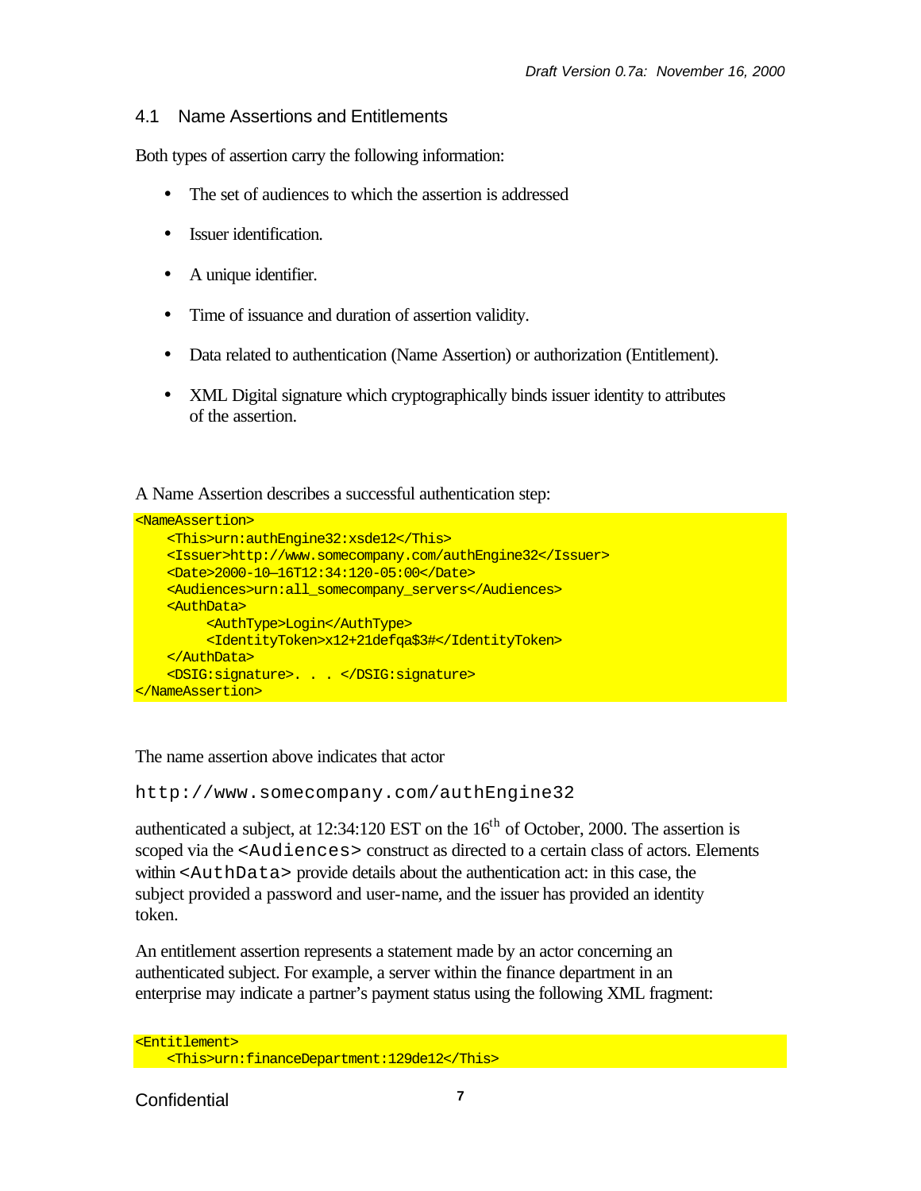## 4.1 Name Assertions and Entitlements

Both types of assertion carry the following information:

- The set of audiences to which the assertion is addressed
- Issuer identification.
- A unique identifier.
- Time of issuance and duration of assertion validity.
- Data related to authentication (Name Assertion) or authorization (Entitlement).
- XML Digital signature which cryptographically binds issuer identity to attributes of the assertion.

A Name Assertion describes a successful authentication step:

```
<NameAssertion>
    <This>urn:authEngine32:xsde12</This>
    <Issuer>http://www.somecompany.com/authEngine32</Issuer>
    <Date>2000-10—16T12:34:120-05:00</Date>
    <Audiences>urn:all_somecompany_servers</Audiences>
    <AuthData>
         <AuthType>Login</AuthType>
         <IdentityToken>x12+21defqa$3#</IdentityToken>
    </AuthData>
    <DSIG:signature>. . . </DSIG:signature>
</NameAssertion>
```

The name assertion above indicates that actor

`http://www.somecompany.com/authEngine32`

authenticated a subject, at 12:34:120 EST on the 16th of October, 2000. The assertion is scoped via the `<Audiences>` construct as directed to a certain class of actors. Elements within `<AuthData>` provide details about the authentication act: in this case, the subject provided a password and user-name, and the issuer has provided an identity token.

An entitlement assertion represents a statement made by an actor concerning an authenticated subject. For example, a server within the finance department in an enterprise may indicate a partner's payment status using the following XML fragment:

```
<Entitlement>
    <This>urn:financeDepartment:129de12</This>
```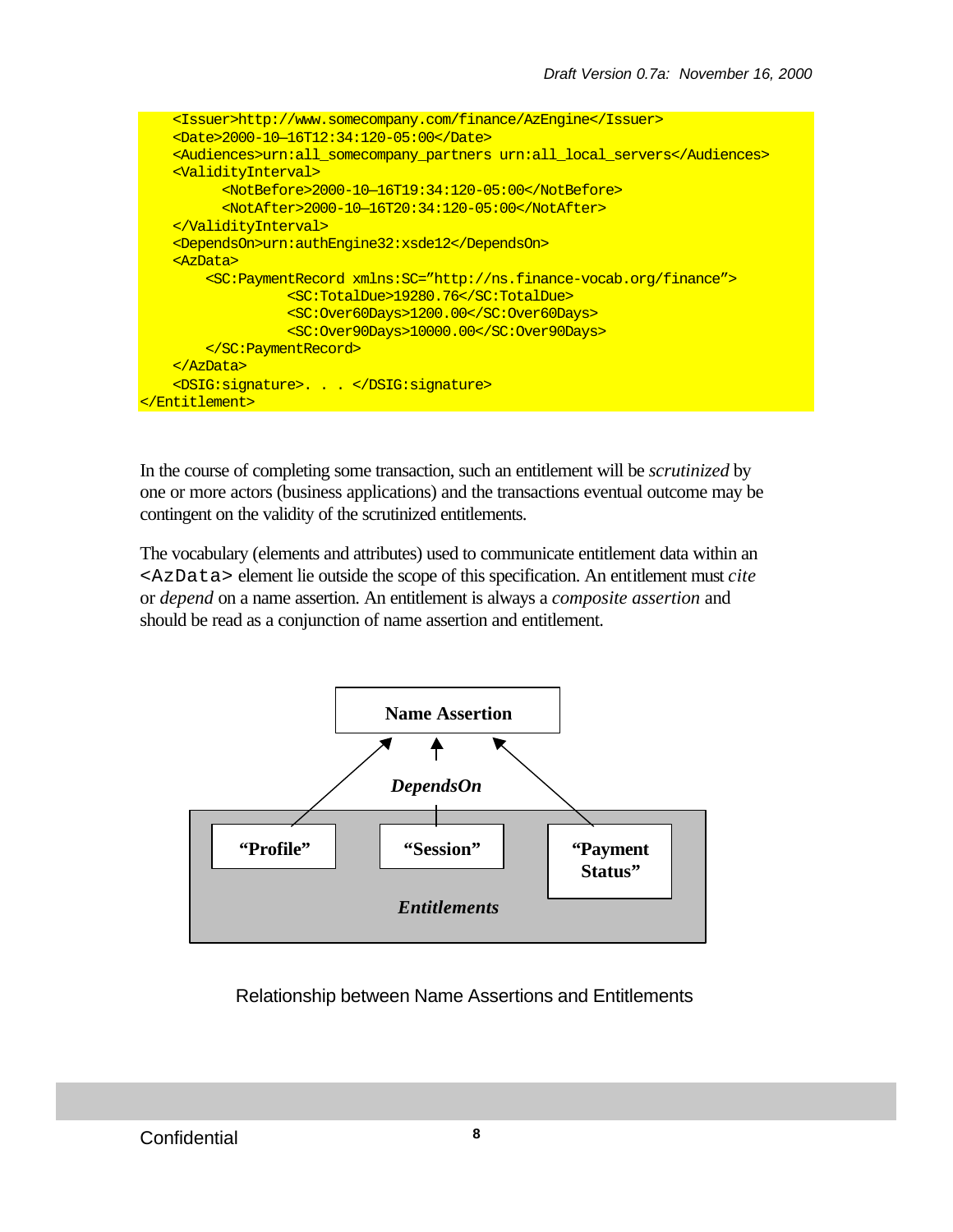```
    <Issuer>http://www.somecompany.com/finance/AzEngine</Issuer>
    <Date>2000-10—16T12:34:120-05:00</Date>
    <Audiences>urn:all_somecompany_partners urn:all_local_servers</Audiences>
    <ValidityInterval>
          <NotBefore>2000-10—16T19:34:120-05:00</NotBefore>
          <NotAfter>2000-10—16T20:34:120-05:00</NotAfter>
    </ValidityInterval>
    <DependsOn>urn:authEngine32:xsde12</DependsOn>
    <AzData>
        <SC:PaymentRecord xmlns:SC="http://ns.finance-vocab.org/finance">
                  <SC:TotalDue>19280.76</SC:TotalDue>
                  <SC:Over60Days>1200.00</SC:Over60Days>
                  <SC:Over90Days>10000.00</SC:Over90Days>
        </SC:PaymentRecord>
    </AzData>
    <DSIG:signature>. . . </DSIG:signature>
</Entitlement>
```

In the course of completing some transaction, such an entitlement will be *scrutinized* by one or more actors (business applications) and the transactions eventual outcome may be contingent on the validity of the scrutinized entitlements.

The vocabulary (elements and attributes) used to communicate entitlement data within an `<AzData>` element lie outside the scope of this specification. An entitlement must *cite* or *depend* on a name assertion. An entitlement is always a *composite assertion* and should be read as a conjunction of name assertion and entitlement.

**Name Assertion**

***DependsOn***

**"Profile"** **"Session"** **"Payment Status"**

***Entitlements***

Relationship between Name Assertions and Entitlements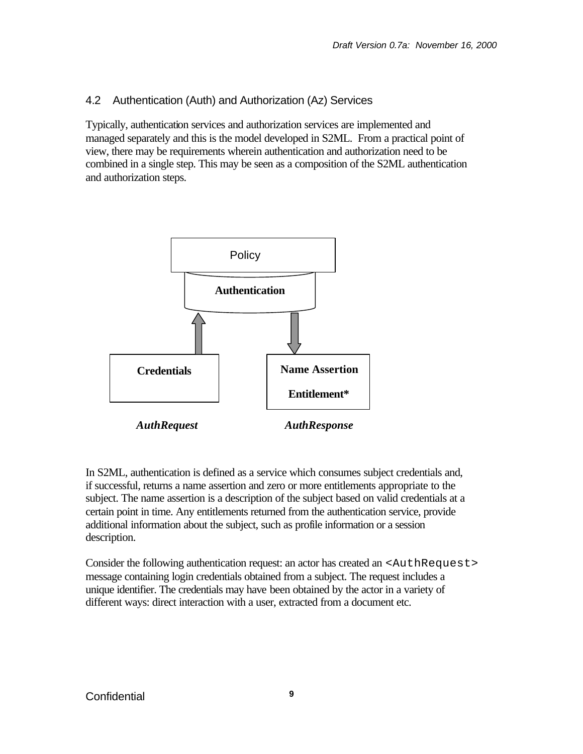## 4.2 Authentication (Auth) and Authorization (Az) Services

Typically, authentication services and authorization services are implemented and managed separately and this is the model developed in S2ML. From a practical point of view, there may be requirements wherein authentication and authorization need to be combined in a single step. This may be seen as a composition of the S2ML authentication and authorization steps.

Policy

**Authentication**

**Credentials**

**Name Assertion**

**Entitlement***

***AuthRequest*** ***AuthResponse***

In S2ML, authentication is defined as a service which consumes subject credentials and, if successful, returns a name assertion and zero or more entitlements appropriate to the subject. The name assertion is a description of the subject based on valid credentials at a certain point in time. Any entitlements returned from the authentication service, provide additional information about the subject, such as profile information or a session description.

Consider the following authentication request: an actor has created an `<AuthRequest>` message containing login credentials obtained from a subject. The request includes a unique identifier. The credentials may have been obtained by the actor in a variety of different ways: direct interaction with a user, extracted from a document etc.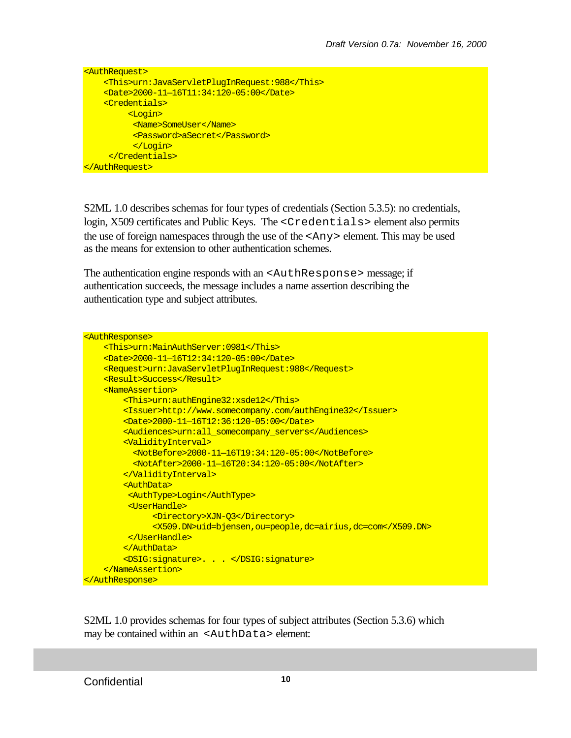```
<AuthRequest>
    <This>urn:JavaServletPlugInRequest:988</This>
    <Date>2000-11—16T11:34:120-05:00</Date>
    <Credentials>
         <Login>
          <Name>SomeUser</Name>
          <Password>aSecret</Password>
          </Login>
     </Credentials>
</AuthRequest>
```

S2ML 1.0 describes schemas for four types of credentials (Section 5.3.5): no credentials, login, X509 certificates and Public Keys. The `<Credentials>` element also permits the use of foreign namespaces through the use of the `<Any>` element. This may be used as the means for extension to other authentication schemes.

The authentication engine responds with an `<AuthResponse>` message; if authentication succeeds, the message includes a name assertion describing the authentication type and subject attributes.

```
<AuthResponse>
    <This>urn:MainAuthServer:0981</This>
    <Date>2000-11—16T12:34:120-05:00</Date>
    <Request>urn:JavaServletPlugInRequest:988</Request>
    <Result>Success</Result>
    <NameAssertion>
        <This>urn:authEngine32:xsde12</This>
        <Issuer>http://www.somecompany.com/authEngine32</Issuer>
        <Date>2000-11—16T12:36:120-05:00</Date>
        <Audiences>urn:all_somecompany_servers</Audiences>
        <ValidityInterval>
          <NotBefore>2000-11—16T19:34:120-05:00</NotBefore>
          <NotAfter>2000-11—16T20:34:120-05:00</NotAfter>
        </ValidityInterval>
        <AuthData>
         <AuthType>Login</AuthType>
         <UserHandle>
              <Directory>XJN-Q3</Directory>
              <X509.DN>uid=bjensen,ou=people,dc=airius,dc=com</X509.DN>
         </UserHandle>
        </AuthData>
        <DSIG:signature>. . . </DSIG:signature>
    </NameAssertion>
</AuthResponse>
```

S2ML 1.0 provides schemas for four types of subject attributes (Section 5.3.6) which may be contained within an `<AuthData>` element: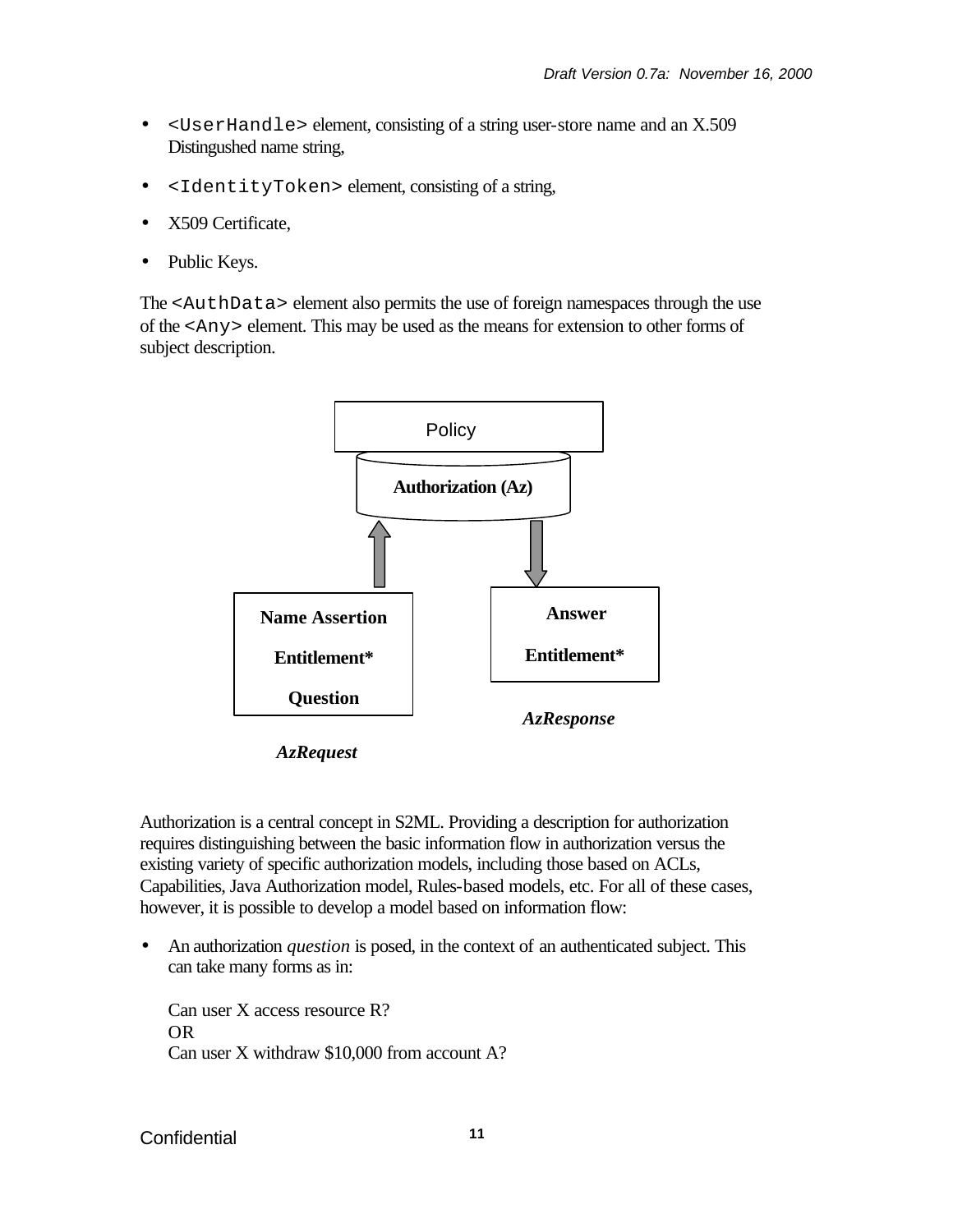- `<UserHandle>` element, consisting of a string user-store name and an X.509 Distingushed name string,
- `<IdentityToken>` element, consisting of a string,
- X509 Certificate,
- Public Keys.

The `<AuthData>` element also permits the use of foreign namespaces through the use of the `<Any>` element. This may be used as the means for extension to other forms of subject description.

Policy

**Authorization (Az)**

**Name Assertion**

**Entitlement***

**Question**

***AzRequest***

**Answer**

**Entitlement***

***AzResponse***

Authorization is a central concept in S2ML. Providing a description for authorization requires distinguishing between the basic information flow in authorization versus the existing variety of specific authorization models, including those based on ACLs, Capabilities, Java Authorization model, Rules-based models, etc. For all of these cases, however, it is possible to develop a model based on information flow:

- An authorization *question* is posed, in the context of an authenticated subject. This can take many forms as in:

  Can user X access resource R?
  OR
  Can user X withdraw $10,000 from account A?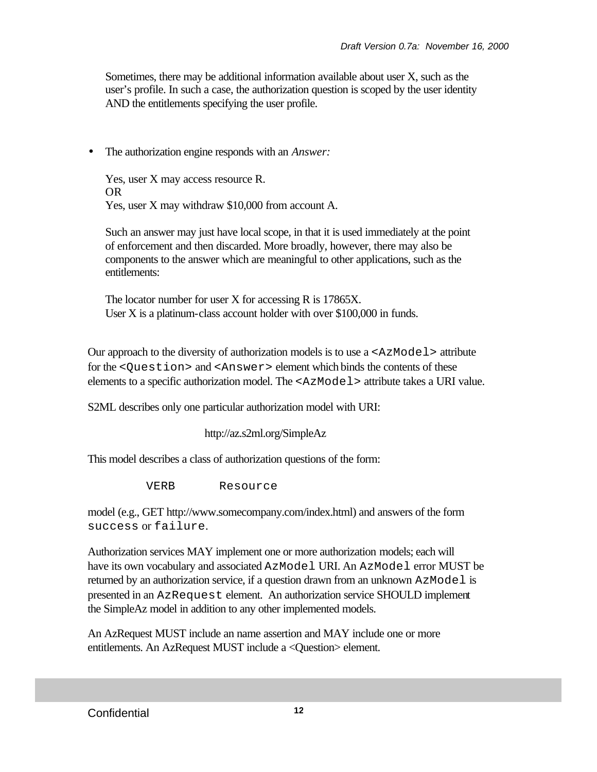Sometimes, there may be additional information available about user X, such as the user's profile. In such a case, the authorization question is scoped by the user identity AND the entitlements specifying the user profile.

- The authorization engine responds with an *Answer:*

  Yes, user X may access resource R.
  OR
  Yes, user X may withdraw $10,000 from account A.

  Such an answer may just have local scope, in that it is used immediately at the point of enforcement and then discarded. More broadly, however, there may also be components to the answer which are meaningful to other applications, such as the entitlements:

  The locator number for user X for accessing R is 17865X.
  User X is a platinum-class account holder with over $100,000 in funds.

Our approach to the diversity of authorization models is to use a `<AzModel>` attribute for the `<Question>` and `<Answer>` element which binds the contents of these elements to a specific authorization model. The `<AzModel>` attribute takes a URI value.

S2ML describes only one particular authorization model with URI:

http://az.s2ml.org/SimpleAz

This model describes a class of authorization questions of the form:

```
VERB       Resource
```

model (e.g., GET http://www.somecompany.com/index.html) and answers of the form `success` or `failure`.

Authorization services MAY implement one or more authorization models; each will have its own vocabulary and associated `AzModel` URI. An `AzModel` error MUST be returned by an authorization service, if a question drawn from an unknown `AzModel` is presented in an `AzRequest` element. An authorization service SHOULD implement the SimpleAz model in addition to any other implemented models.

An AzRequest MUST include an name assertion and MAY include one or more entitlements. An AzRequest MUST include a <Question> element.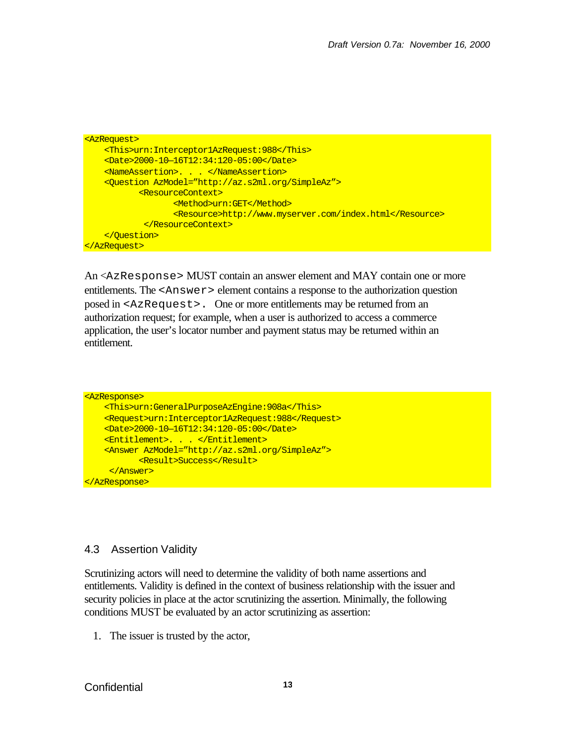```
<AzRequest>
    <This>urn:Interceptor1AzRequest:988</This>
    <Date>2000-10—16T12:34:120-05:00</Date>
    <NameAssertion>. . . </NameAssertion>
    <Question AzModel="http://az.s2ml.org/SimpleAz">
           <ResourceContext>
                  <Method>urn:GET</Method>
                  <Resource>http://www.myserver.com/index.html</Resource>
            </ResourceContext>
    </Question>
</AzRequest>
```

An <AzResponse> MUST contain an answer element and MAY contain one or more entitlements. The <Answer> element contains a response to the authorization question posed in <AzRequest>. One or more entitlements may be returned from an authorization request; for example, when a user is authorized to access a commerce application, the user's locator number and payment status may be returned within an entitlement.

```
<AzResponse>
    <This>urn:GeneralPurposeAzEngine:908a</This>
    <Request>urn:Interceptor1AzRequest:988</Request>
    <Date>2000-10—16T12:34:120-05:00</Date>
    <Entitlement>. . . </Entitlement>
    <Answer AzModel="http://az.s2ml.org/SimpleAz">
           <Result>Success</Result>
     </Answer>
</AzResponse>
```

## 4.3 Assertion Validity

Scrutinizing actors will need to determine the validity of both name assertions and entitlements. Validity is defined in the context of business relationship with the issuer and security policies in place at the actor scrutinizing the assertion. Minimally, the following conditions MUST be evaluated by an actor scrutinizing as assertion:

1. The issuer is trusted by the actor,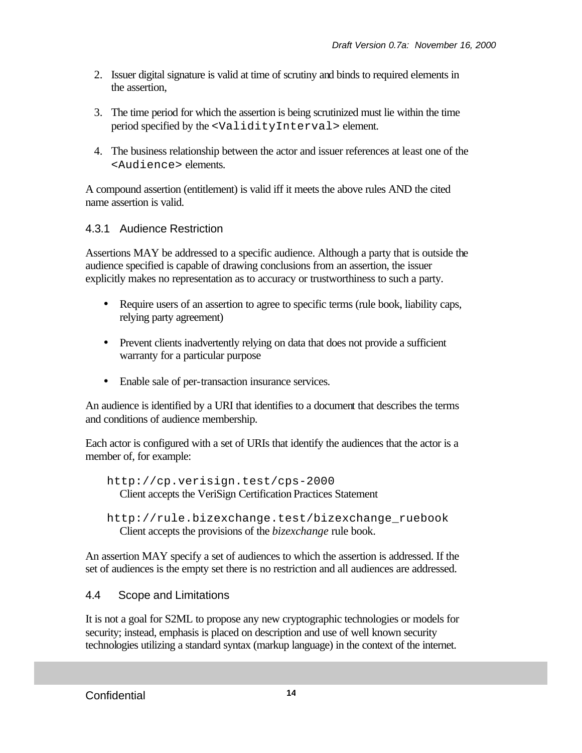2. Issuer digital signature is valid at time of scrutiny and binds to required elements in the assertion,

3. The time period for which the assertion is being scrutinized must lie within the time period specified by the `<ValidityInterval>` element.

4. The business relationship between the actor and issuer references at least one of the `<Audience>` elements.

A compound assertion (entitlement) is valid iff it meets the above rules AND the cited name assertion is valid.

### 4.3.1 Audience Restriction

Assertions MAY be addressed to a specific audience. Although a party that is outside the audience specified is capable of drawing conclusions from an assertion, the issuer explicitly makes no representation as to accuracy or trustworthiness to such a party.

- Require users of an assertion to agree to specific terms (rule book, liability caps, relying party agreement)
- Prevent clients inadvertently relying on data that does not provide a sufficient warranty for a particular purpose
- Enable sale of per-transaction insurance services.

An audience is identified by a URI that identifies to a document that describes the terms and conditions of audience membership.

Each actor is configured with a set of URIs that identify the audiences that the actor is a member of, for example:

`http://cp.verisign.test/cps-2000`
Client accepts the VeriSign Certification Practices Statement

`http://rule.bizexchange.test/bizexchange_ruebook`
Client accepts the provisions of the *bizexchange* rule book.

An assertion MAY specify a set of audiences to which the assertion is addressed. If the set of audiences is the empty set there is no restriction and all audiences are addressed.

## 4.4 Scope and Limitations

It is not a goal for S2ML to propose any new cryptographic technologies or models for security; instead, emphasis is placed on description and use of well known security technologies utilizing a standard syntax (markup language) in the context of the internet.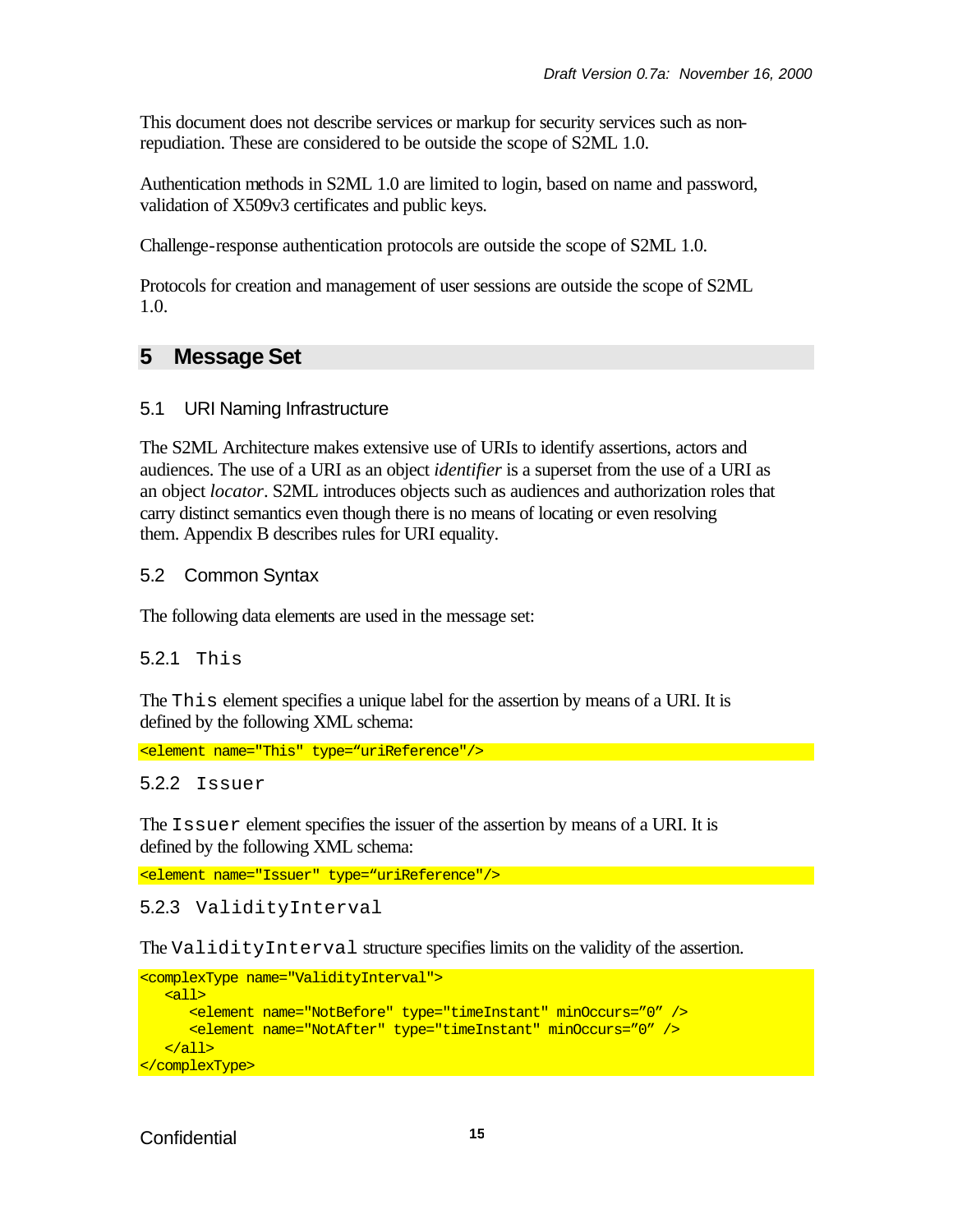This document does not describe services or markup for security services such as non-repudiation. These are considered to be outside the scope of S2ML 1.0.

Authentication methods in S2ML 1.0 are limited to login, based on name and password, validation of X509v3 certificates and public keys.

Challenge-response authentication protocols are outside the scope of S2ML 1.0.

Protocols for creation and management of user sessions are outside the scope of S2ML 1.0.

# 5 Message Set

## 5.1 URI Naming Infrastructure

The S2ML Architecture makes extensive use of URIs to identify assertions, actors and audiences. The use of a URI as an object *identifier* is a superset from the use of a URI as an object *locator*. S2ML introduces objects such as audiences and authorization roles that carry distinct semantics even though there is no means of locating or even resolving them. Appendix B describes rules for URI equality.

## 5.2 Common Syntax

The following data elements are used in the message set:

### 5.2.1 `This`

The `This` element specifies a unique label for the assertion by means of a URI. It is defined by the following XML schema:

```
<element name="This" type="uriReference"/>
```

### 5.2.2 `Issuer`

The `Issuer` element specifies the issuer of the assertion by means of a URI. It is defined by the following XML schema:

```
<element name="Issuer" type="uriReference"/>
```

### 5.2.3 `ValidityInterval`

The `ValidityInterval` structure specifies limits on the validity of the assertion.

```
<complexType name="ValidityInterval">
   <all>
      <element name="NotBefore" type="timeInstant" minOccurs="0" />
      <element name="NotAfter" type="timeInstant" minOccurs="0" />
   </all>
</complexType>
```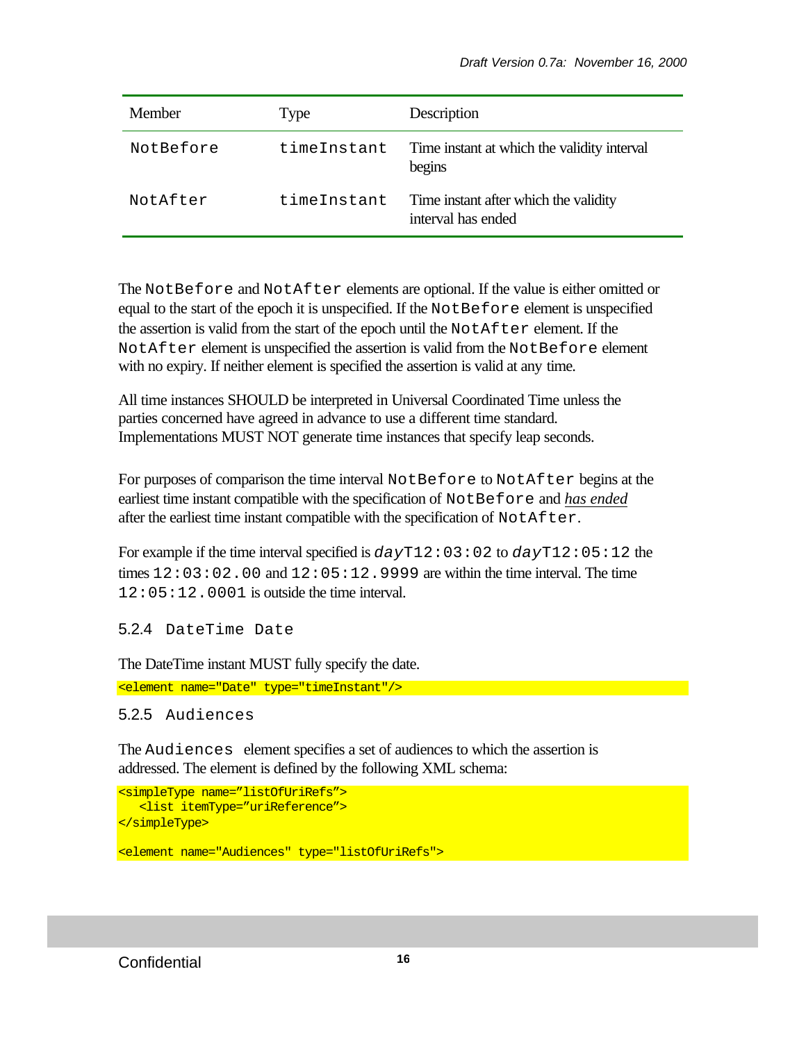| Member | Type | Description |
|---|---|---|
| `NotBefore` | `timeInstant` | Time instant at which the validity interval begins |
| `NotAfter` | `timeInstant` | Time instant after which the validity interval has ended |

The `NotBefore` and `NotAfter` elements are optional. If the value is either omitted or equal to the start of the epoch it is unspecified. If the `NotBefore` element is unspecified the assertion is valid from the start of the epoch until the `NotAfter` element. If the `NotAfter` element is unspecified the assertion is valid from the `NotBefore` element with no expiry. If neither element is specified the assertion is valid at any time.

All time instances SHOULD be interpreted in Universal Coordinated Time unless the parties concerned have agreed in advance to use a different time standard. Implementations MUST NOT generate time instances that specify leap seconds.

For purposes of comparison the time interval `NotBefore` to `NotAfter` begins at the earliest time instant compatible with the specification of `NotBefore` and *has ended* after the earliest time instant compatible with the specification of `NotAfter`.

For example if the time interval specified is *`day`*`T12:03:02` to *`day`*`T12:05:12` the times `12:03:02.00` and `12:05:12.9999` are within the time interval. The time `12:05:12.0001` is outside the time interval.

### 5.2.4 DateTime Date

The DateTime instant MUST fully specify the date.

```
<element name="Date" type="timeInstant"/>
```

### 5.2.5 Audiences

The `Audiences` element specifies a set of audiences to which the assertion is addressed. The element is defined by the following XML schema:

```
<simpleType name="listOfUriRefs">
   <list itemType="uriReference">
</simpleType>

<element name="Audiences" type="listOfUriRefs">
```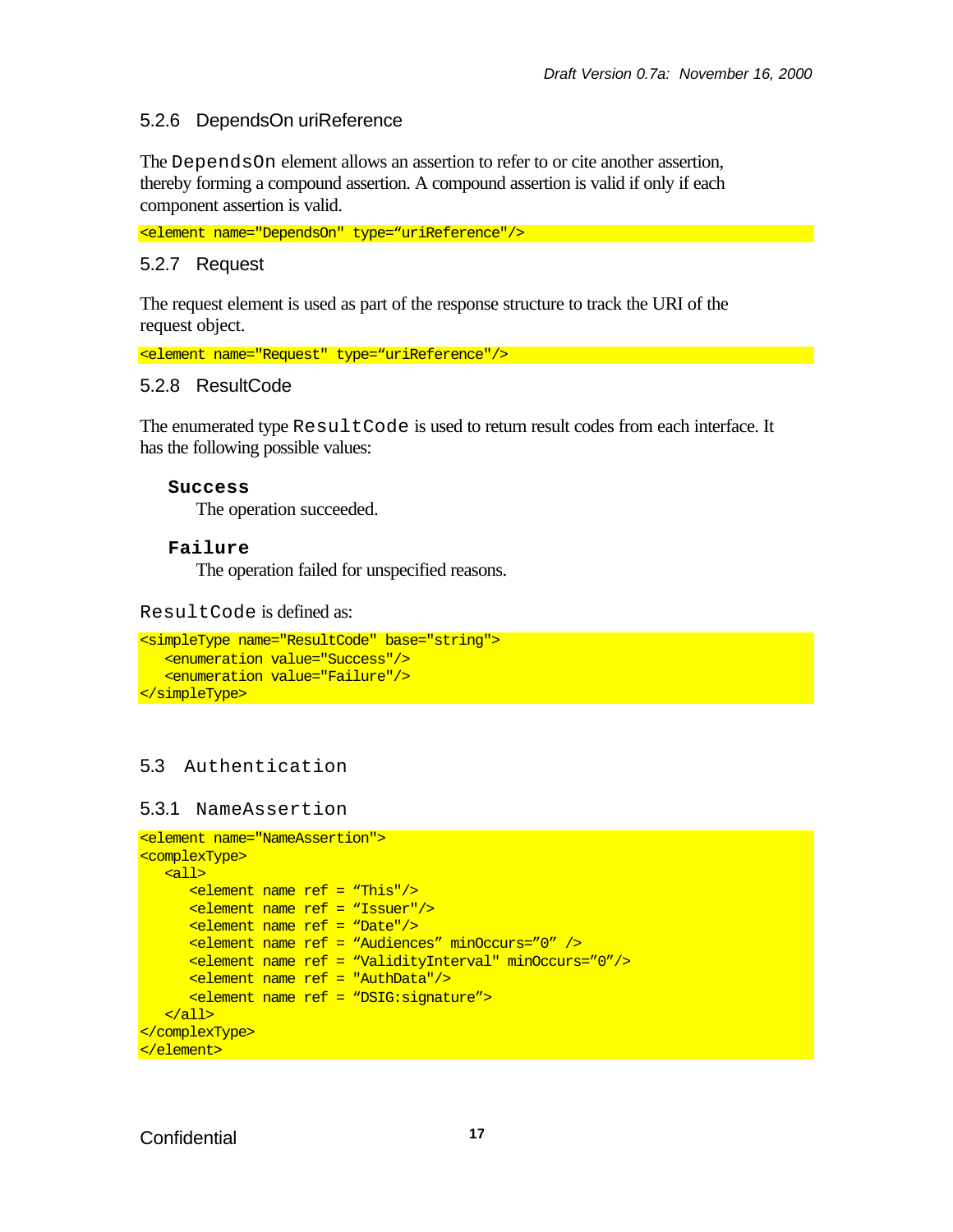### 5.2.6 DependsOn uriReference

The `DependsOn` element allows an assertion to refer to or cite another assertion, thereby forming a compound assertion. A compound assertion is valid if only if each component assertion is valid.

```
<element name="DependsOn" type="uriReference"/>
```

### 5.2.7 Request

The request element is used as part of the response structure to track the URI of the request object.

```
<element name="Request" type="uriReference"/>
```

### 5.2.8 ResultCode

The enumerated type `ResultCode` is used to return result codes from each interface. It has the following possible values:

**`Success`**
The operation succeeded.

**`Failure`**
The operation failed for unspecified reasons.

`ResultCode` is defined as:

```
<simpleType name="ResultCode" base="string">
   <enumeration value="Success"/>
   <enumeration value="Failure"/>
</simpleType>
```

## 5.3 Authentication

### 5.3.1 NameAssertion

```
<element name="NameAssertion">
<complexType>
   <all>
      <element name ref = "This"/>
      <element name ref = "Issuer"/>
      <element name ref = "Date"/>
      <element name ref = "Audiences" minOccurs="0" />
      <element name ref = "ValidityInterval" minOccurs="0"/>
      <element name ref = "AuthData"/>
      <element name ref = "DSIG:signature">
   </all>
</complexType>
</element>
```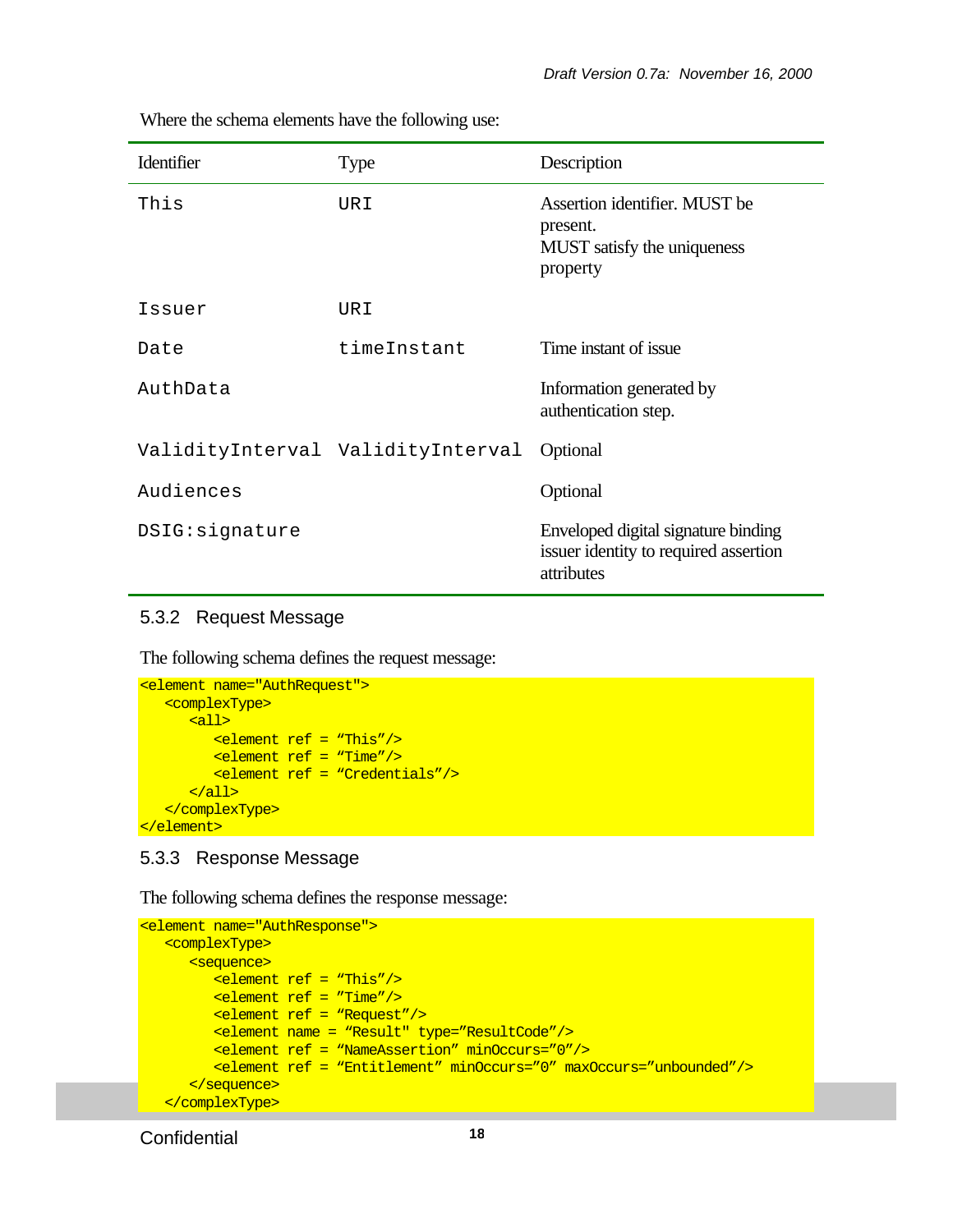Where the schema elements have the following use:

| Identifier | Type | Description |
|---|---|---|
| `This` | `URI` | Assertion identifier. MUST be present. MUST satisfy the uniqueness property |
| `Issuer` | `URI` | |
| `Date` | `timeInstant` | Time instant of issue |
| `AuthData` | | Information generated by authentication step. |
| `ValidityInterval` | `ValidityInterval` | Optional |
| `Audiences` | | Optional |
| `DSIG:signature` | | Enveloped digital signature binding issuer identity to required assertion attributes |

### 5.3.2 Request Message

The following schema defines the request message:

```
<element name="AuthRequest">
   <complexType>
      <all>
         <element ref = "This"/>
         <element ref = "Time"/>
         <element ref = "Credentials"/>
      </all>
   </complexType>
</element>
```

### 5.3.3 Response Message

The following schema defines the response message:

```
<element name="AuthResponse">
   <complexType>
      <sequence>
         <element ref = "This"/>
         <element ref = "Time"/>
         <element ref = "Request"/>
         <element name = "Result" type="ResultCode"/>
         <element ref = "NameAssertion" minOccurs="0"/>
         <element ref = "Entitlement" minOccurs="0" maxOccurs="unbounded"/>
      </sequence>
   </complexType>
```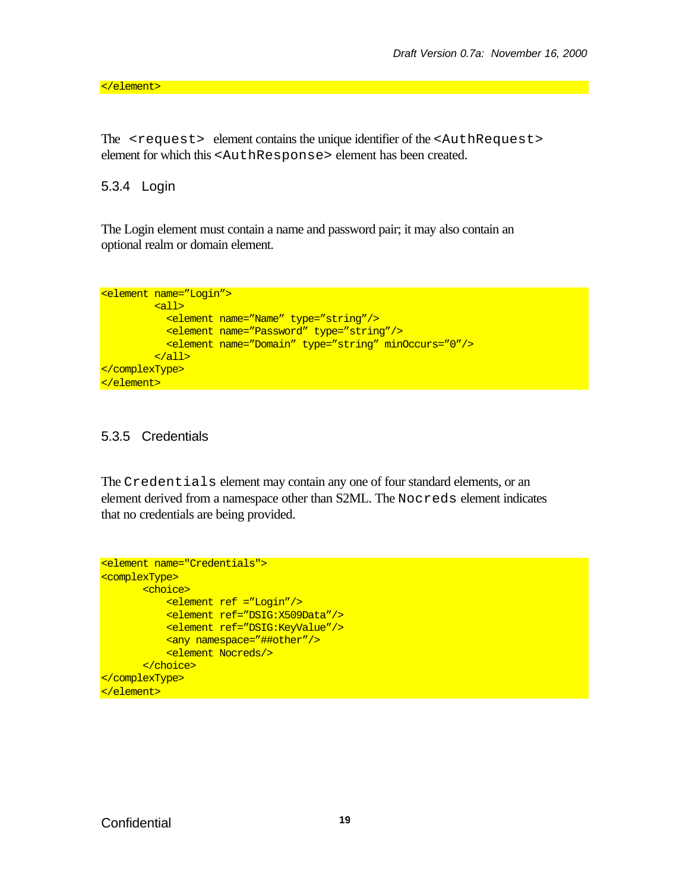```
</element>
```

The `<request>` element contains the unique identifier of the `<AuthRequest>` element for which this `<AuthResponse>` element has been created.

### 5.3.4 Login

The Login element must contain a name and password pair; it may also contain an optional realm or domain element.

```
<element name="Login">
        <all>
          <element name="Name" type="string"/>
          <element name="Password" type="string"/>
          <element name="Domain" type="string" minOccurs="0"/>
        </all>
</complexType>
</element>
```

### 5.3.5 Credentials

The `Credentials` element may contain any one of four standard elements, or an element derived from a namespace other than S2ML. The `Nocreds` element indicates that no credentials are being provided.

```
<element name="Credentials">
<complexType>
       <choice>
           <element ref ="Login"/>
           <element ref="DSIG:X509Data"/>
           <element ref="DSIG:KeyValue"/>
           <any namespace="##other"/>
           <element Nocreds/>
       </choice>
</complexType>
</element>
```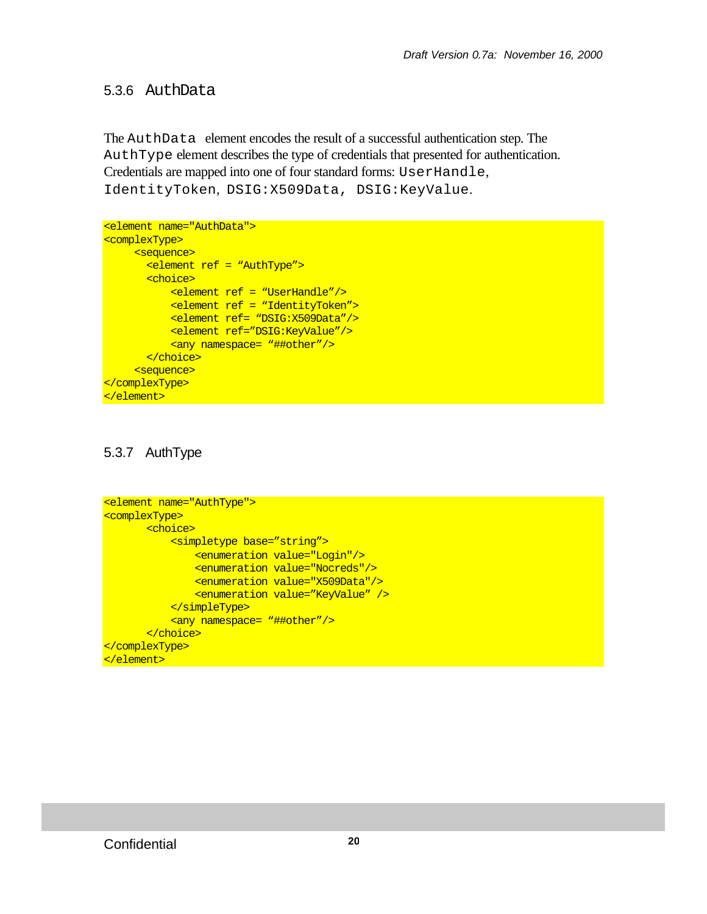### 5.3.6 AuthData

The `AuthData` element encodes the result of a successful authentication step. The `AuthType` element describes the type of credentials that presented for authentication. Credentials are mapped into one of four standard forms: `UserHandle`, `IdentityToken`, `DSIG:X509Data`, `DSIG:KeyValue`.

```
<element name="AuthData">
<complexType>
     <sequence>
       <element ref = “AuthType”>
       <choice>
           <element ref = “UserHandle”/>
           <element ref = “IdentityToken”>
           <element ref= “DSIG:X509Data”/>
           <element ref=”DSIG:KeyValue”/>
           <any namespace= “##other”/>
       </choice>
     <sequence>
</complexType>
</element>
```

### 5.3.7 AuthType

```
<element name="AuthType">
<complexType>
       <choice>
           <simpletype base=”string”>
               <enumeration value="Login"/>
               <enumeration value="Nocreds"/>
               <enumeration value="X509Data"/>
               <enumeration value=”KeyValue” />
           </simpleType>
           <any namespace= “##other”/>
       </choice>
</complexType>
</element>
```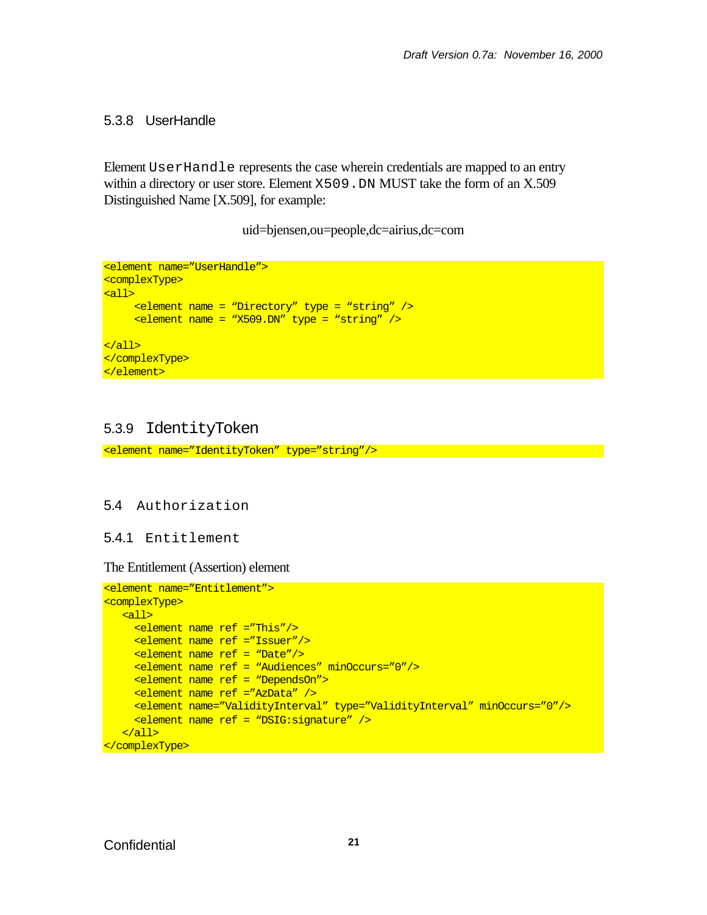### 5.3.8 UserHandle

Element `UserHandle` represents the case wherein credentials are mapped to an entry within a directory or user store. Element `X509.DN` MUST take the form of an X.509 Distinguished Name [X.509], for example:

uid=bjensen,ou=people,dc=airius,dc=com

```
<element name=”UserHandle”>
<complexType>
<all>
     <element name = “Directory” type = “string” />
     <element name = “X509.DN” type = “string” />

</all>
</complexType>
</element>
```

### 5.3.9 IdentityToken

```
<element name=”IdentityToken” type=”string”/>
```

## 5.4 Authorization

### 5.4.1 Entitlement

The Entitlement (Assertion) element

```
<element name=”Entitlement”>
<complexType>
   <all>
     <element name ref =”This”/>
     <element name ref =”Issuer”/>
     <element name ref = “Date”/>
     <element name ref = “Audiences” minOccurs=”0”/>
     <element name ref = “DependsOn”>
     <element name ref =”AzData” />
     <element name=”ValidityInterval” type=”ValidityInterval” minOccurs=”0”/>
     <element name ref = “DSIG:signature” />
   </all>
</complexType>
```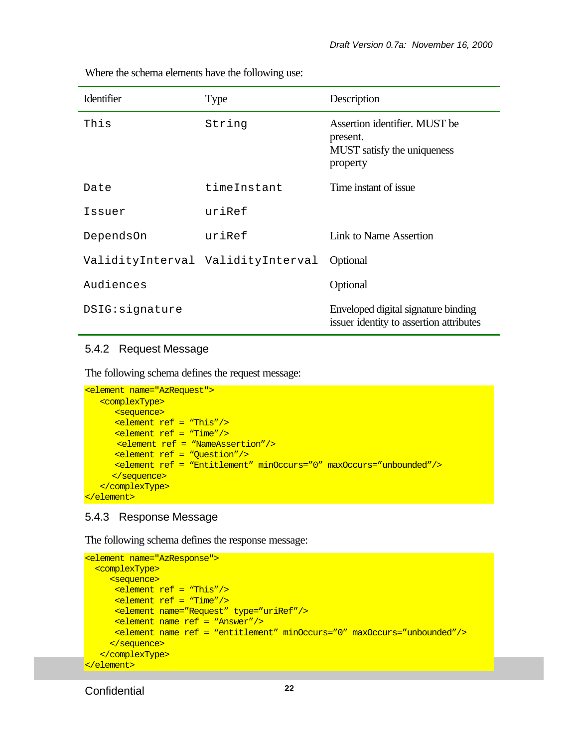Where the schema elements have the following use:

| Identifier | Type | Description |
|---|---|---|
| This | String | Assertion identifier. MUST be present. MUST satisfy the uniqueness property |
| Date | timeInstant | Time instant of issue |
| Issuer | uriRef | |
| DependsOn | uriRef | Link to Name Assertion |
| ValidityInterval | ValidityInterval | Optional |
| Audiences | | Optional |
| DSIG:signature | | Enveloped digital signature binding issuer identity to assertion attributes |

### 5.4.2 Request Message

The following schema defines the request message:

```
<element name="AzRequest">
   <complexType>
      <sequence>
      <element ref = “This”/>
      <element ref = “Time”/>
       <element ref = “NameAssertion”/>
      <element ref = “Question”/>
      <element ref = “Entitlement” minOccurs=”0” maxOccurs=”unbounded”/>
     </sequence>
   </complexType>
</element>
```

### 5.4.3 Response Message

The following schema defines the response message:

```
<element name="AzResponse">
  <complexType>
     <sequence>
      <element ref = “This”/>
      <element ref = “Time”/>
      <element name=”Request” type=”uriRef”/>
      <element name ref = “Answer”/>
      <element name ref = “entitlement” minOccurs=”0” maxOccurs=”unbounded”/>
     </sequence>
   </complexType>
</element>
```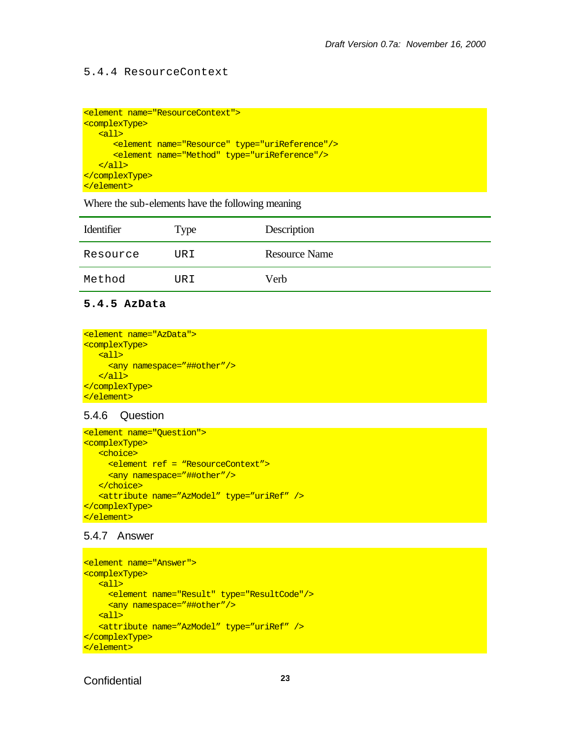### 5.4.4 ResourceContext

```
<element name="ResourceContext">
<complexType>
   <all>
      <element name="Resource" type="uriReference"/>
      <element name="Method" type="uriReference"/>
   </all>
</complexType>
</element>
```

Where the sub-elements have the following meaning

| Identifier | Type | Description |
|---|---|---|
| `Resource` | `URI` | Resource Name |
| `Method` | `URI` | Verb |

### 5.4.5 AzData

```
<element name="AzData">
<complexType>
   <all>
     <any namespace="##other”/>
   </all>
</complexType>
</element>
```

### 5.4.6 Question

```
<element name="Question">
<complexType>
   <choice>
     <element ref = “ResourceContext”>
     <any namespace="##other”/>
   </choice>
   <attribute name=”AzModel” type=”uriRef” />
</complexType>
</element>
```

### 5.4.7 Answer

```
<element name="Answer">
<complexType>
   <all>
     <element name="Result" type="ResultCode"/>
     <any namespace="##other”/>
   <all>
   <attribute name=”AzModel” type=”uriRef” />
</complexType>
</element>
```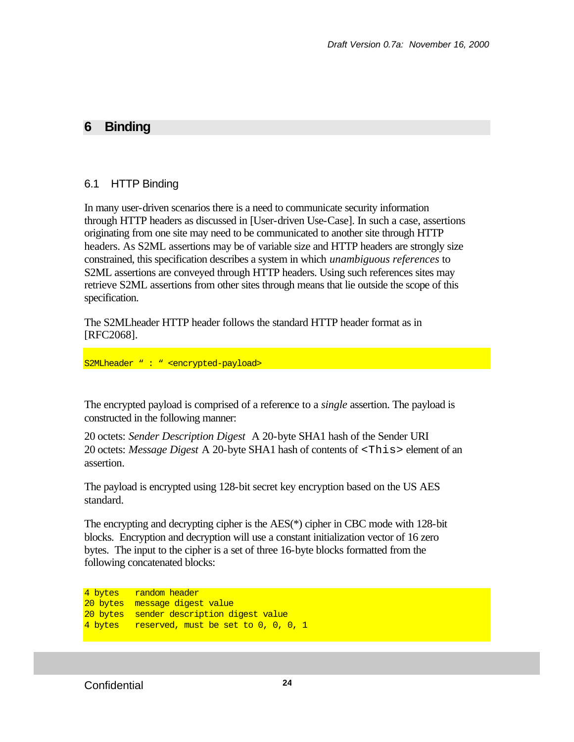# 6 Binding

## 6.1 HTTP Binding

In many user-driven scenarios there is a need to communicate security information through HTTP headers as discussed in [User-driven Use-Case]. In such a case, assertions originating from one site may need to be communicated to another site through HTTP headers. As S2ML assertions may be of variable size and HTTP headers are strongly size constrained, this specification describes a system in which *unambiguous references* to S2ML assertions are conveyed through HTTP headers. Using such references sites may retrieve S2ML assertions from other sites through means that lie outside the scope of this specification.

The S2MLheader HTTP header follows the standard HTTP header format as in [RFC2068].

```
S2MLheader " : " <encrypted-payload>
```

The encrypted payload is comprised of a reference to a *single* assertion. The payload is constructed in the following manner:

20 octets: *Sender Description Digest* A 20-byte SHA1 hash of the Sender URI
20 octets: *Message Digest* A 20-byte SHA1 hash of contents of `<This>` element of an assertion.

The payload is encrypted using 128-bit secret key encryption based on the US AES standard.

The encrypting and decrypting cipher is the AES(*) cipher in CBC mode with 128-bit blocks. Encryption and decryption will use a constant initialization vector of 16 zero bytes. The input to the cipher is a set of three 16-byte blocks formatted from the following concatenated blocks:

```
4 bytes   random header
20 bytes  message digest value
20 bytes  sender description digest value
4 bytes   reserved, must be set to 0, 0, 0, 1
```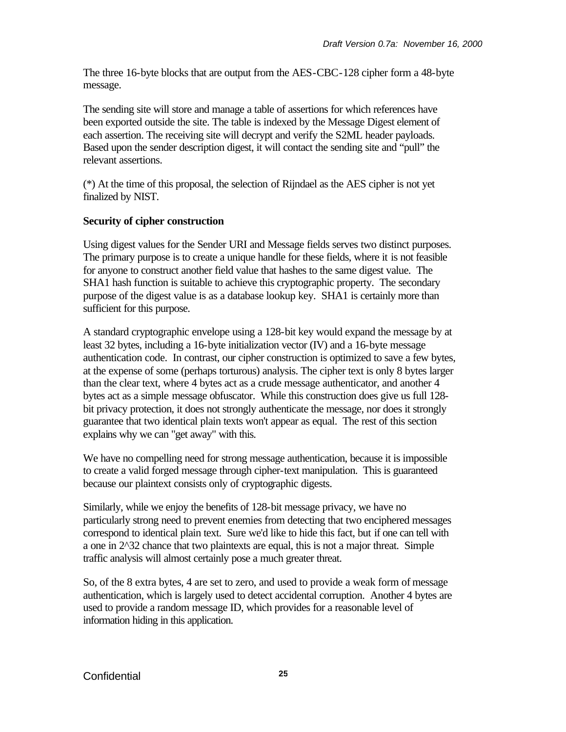The three 16-byte blocks that are output from the AES-CBC-128 cipher form a 48-byte message.

The sending site will store and manage a table of assertions for which references have been exported outside the site. The table is indexed by the Message Digest element of each assertion. The receiving site will decrypt and verify the S2ML header payloads. Based upon the sender description digest, it will contact the sending site and "pull" the relevant assertions.

(*) At the time of this proposal, the selection of Rijndael as the AES cipher is not yet finalized by NIST.

**Security of cipher construction**

Using digest values for the Sender URI and Message fields serves two distinct purposes. The primary purpose is to create a unique handle for these fields, where it is not feasible for anyone to construct another field value that hashes to the same digest value. The SHA1 hash function is suitable to achieve this cryptographic property. The secondary purpose of the digest value is as a database lookup key. SHA1 is certainly more than sufficient for this purpose.

A standard cryptographic envelope using a 128-bit key would expand the message by at least 32 bytes, including a 16-byte initialization vector (IV) and a 16-byte message authentication code. In contrast, our cipher construction is optimized to save a few bytes, at the expense of some (perhaps torturous) analysis. The cipher text is only 8 bytes larger than the clear text, where 4 bytes act as a crude message authenticator, and another 4 bytes act as a simple message obfuscator. While this construction does give us full 128-bit privacy protection, it does not strongly authenticate the message, nor does it strongly guarantee that two identical plain texts won't appear as equal. The rest of this section explains why we can "get away" with this.

We have no compelling need for strong message authentication, because it is impossible to create a valid forged message through cipher-text manipulation. This is guaranteed because our plaintext consists only of cryptographic digests.

Similarly, while we enjoy the benefits of 128-bit message privacy, we have no particularly strong need to prevent enemies from detecting that two enciphered messages correspond to identical plain text. Sure we'd like to hide this fact, but if one can tell with a one in $2^{32}$ chance that two plaintexts are equal, this is not a major threat. Simple traffic analysis will almost certainly pose a much greater threat.

So, of the 8 extra bytes, 4 are set to zero, and used to provide a weak form of message authentication, which is largely used to detect accidental corruption. Another 4 bytes are used to provide a random message ID, which provides for a reasonable level of information hiding in this application.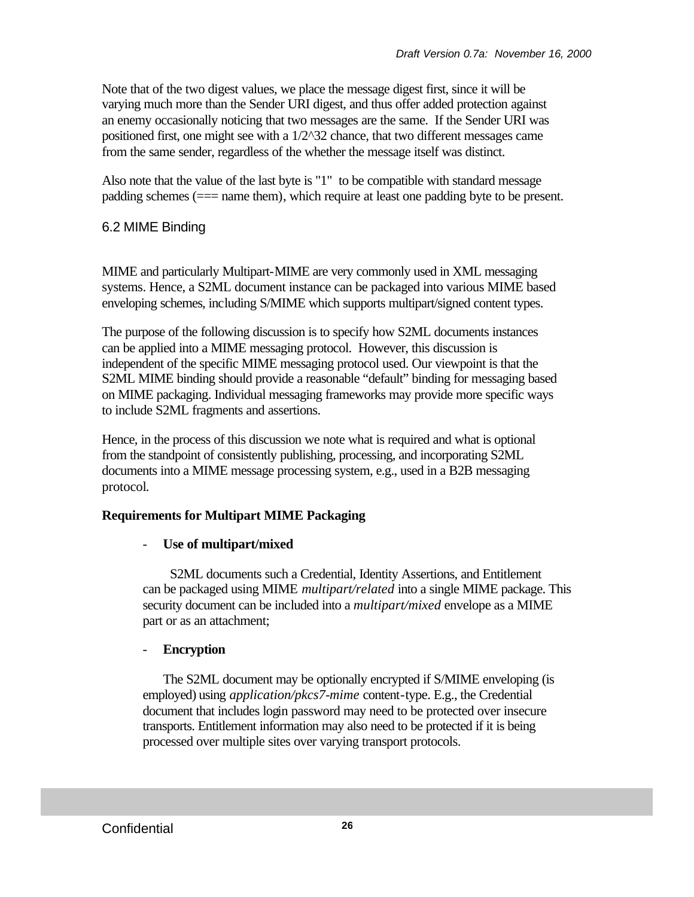Note that of the two digest values, we place the message digest first, since it will be varying much more than the Sender URI digest, and thus offer added protection against an enemy occasionally noticing that two messages are the same. If the Sender URI was positioned first, one might see with a $1/2^{32}$ chance, that two different messages came from the same sender, regardless of the whether the message itself was distinct.

Also note that the value of the last byte is "1" to be compatible with standard message padding schemes (=== name them), which require at least one padding byte to be present.

## 6.2 MIME Binding

MIME and particularly Multipart-MIME are very commonly used in XML messaging systems. Hence, a S2ML document instance can be packaged into various MIME based enveloping schemes, including S/MIME which supports multipart/signed content types.

The purpose of the following discussion is to specify how S2ML documents instances can be applied into a MIME messaging protocol. However, this discussion is independent of the specific MIME messaging protocol used. Our viewpoint is that the S2ML MIME binding should provide a reasonable “default” binding for messaging based on MIME packaging. Individual messaging frameworks may provide more specific ways to include S2ML fragments and assertions.

Hence, in the process of this discussion we note what is required and what is optional from the standpoint of consistently publishing, processing, and incorporating S2ML documents into a MIME message processing system, e.g., used in a B2B messaging protocol.

**Requirements for Multipart MIME Packaging**

- **Use of multipart/mixed**

  S2ML documents such a Credential, Identity Assertions, and Entitlement can be packaged using MIME *multipart/related* into a single MIME package. This security document can be included into a *multipart/mixed* envelope as a MIME part or as an attachment;

- **Encryption**

  The S2ML document may be optionally encrypted if S/MIME enveloping (is employed) using *application/pkcs7-mime* content-type. E.g., the Credential document that includes login password may need to be protected over insecure transports. Entitlement information may also need to be protected if it is being processed over multiple sites over varying transport protocols.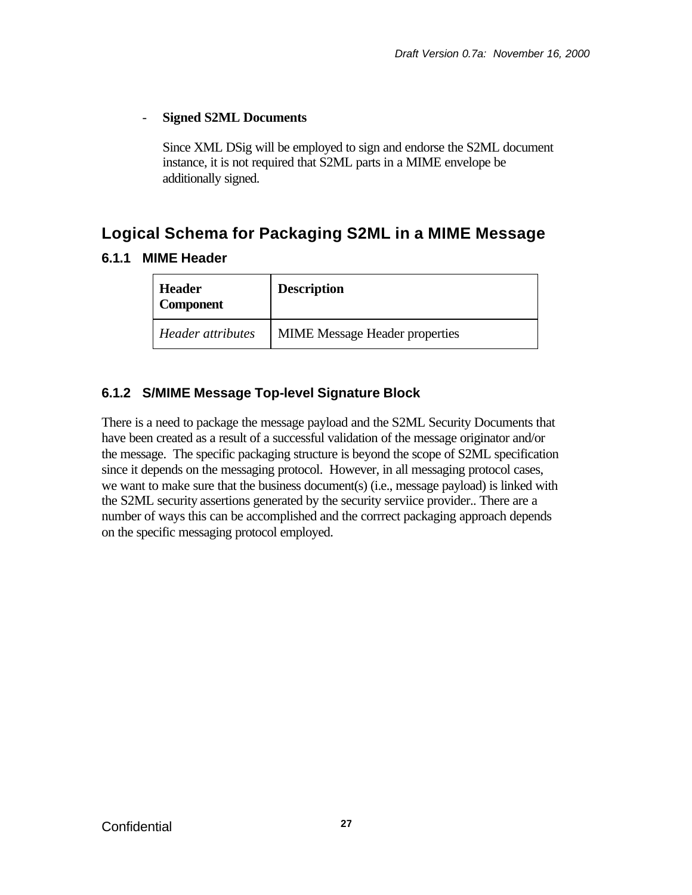- **Signed S2ML Documents**

  Since XML DSig will be employed to sign and endorse the S2ML document instance, it is not required that S2ML parts in a MIME envelope be additionally signed.

## Logical Schema for Packaging S2ML in a MIME Message

### 6.1.1 MIME Header

| Header Component | Description |
|---|---|
| *Header attributes* | MIME Message Header properties |

### 6.1.2 S/MIME Message Top-level Signature Block

There is a need to package the message payload and the S2ML Security Documents that have been created as a result of a successful validation of the message originator and/or the message. The specific packaging structure is beyond the scope of S2ML specification since it depends on the messaging protocol. However, in all messaging protocol cases, we want to make sure that the business document(s) (i.e., message payload) is linked with the S2ML security assertions generated by the security serviice provider.. There are a number of ways this can be accomplished and the corrrect packaging approach depends on the specific messaging protocol employed.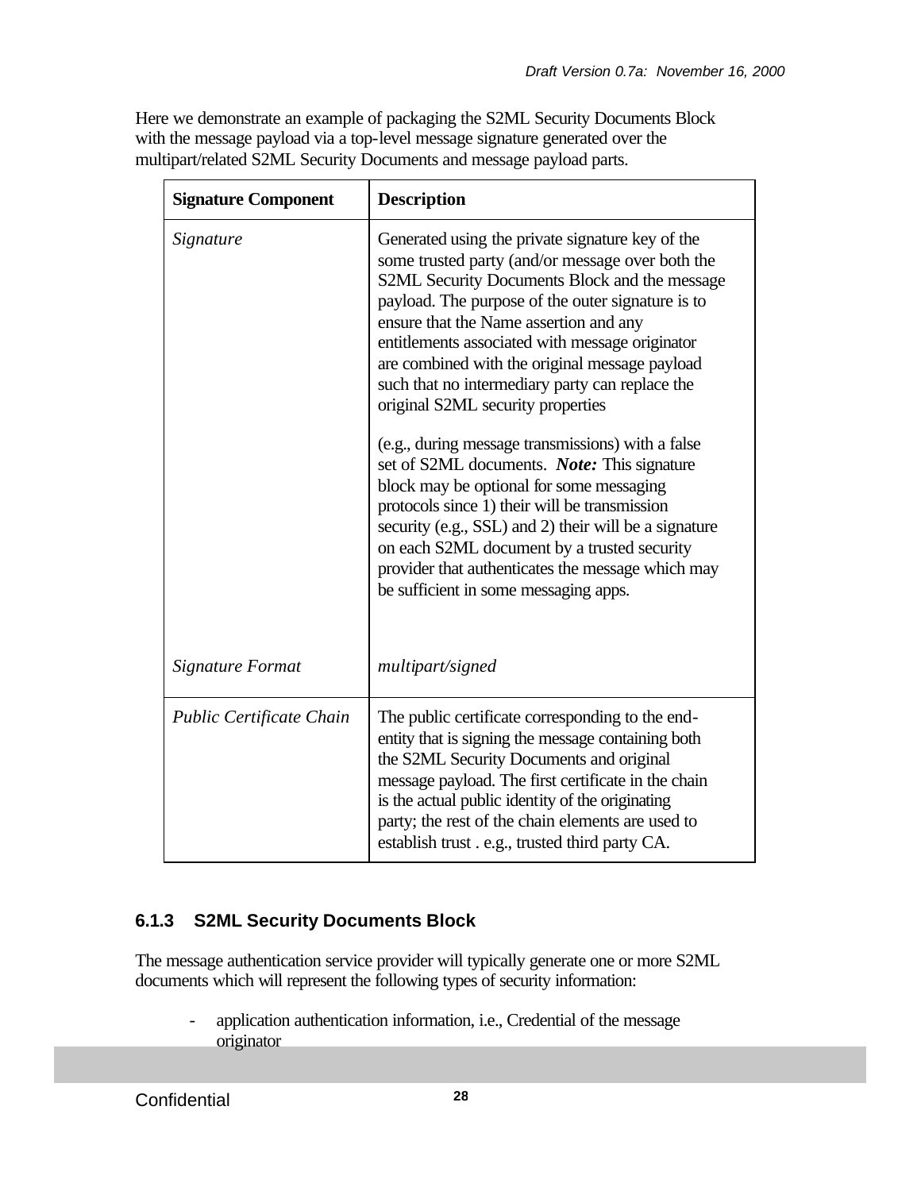Here we demonstrate an example of packaging the S2ML Security Documents Block with the message payload via a top-level message signature generated over the multipart/related S2ML Security Documents and message payload parts.

| Signature Component | Description |
|---|---|
| *Signature* | Generated using the private signature key of the some trusted party (and/or message over both the S2ML Security Documents Block and the message payload. The purpose of the outer signature is to ensure that the Name assertion and any entitlements associated with message originator are combined with the original message payload such that no intermediary party can replace the original S2ML security properties<br><br>(e.g., during message transmissions) with a false set of S2ML documents. ***Note:*** This signature block may be optional for some messaging protocols since 1) their will be transmission security (e.g., SSL) and 2) their will be a signature on each S2ML document by a trusted security provider that authenticates the message which may be sufficient in some messaging apps. |
| *Signature Format* | *multipart/signed* |
| *Public Certificate Chain* | The public certificate corresponding to the end-entity that is signing the message containing both the S2ML Security Documents and original message payload. The first certificate in the chain is the actual public identity of the originating party; the rest of the chain elements are used to establish trust . e.g., trusted third party CA. |

### 6.1.3 S2ML Security Documents Block

The message authentication service provider will typically generate one or more S2ML documents which will represent the following types of security information:

- application authentication information, i.e., Credential of the message originator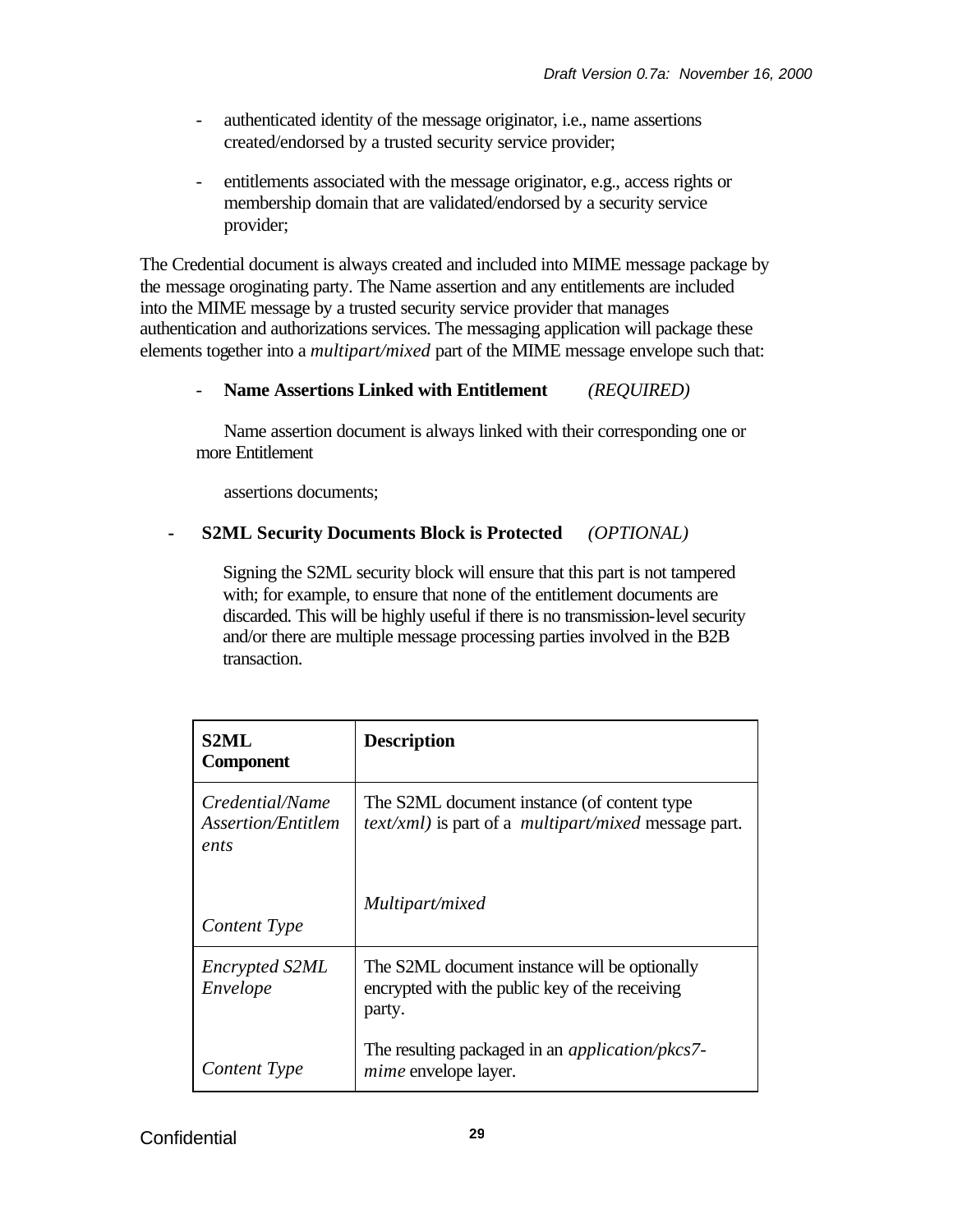- authenticated identity of the message originator, i.e., name assertions created/endorsed by a trusted security service provider;

- entitlements associated with the message originator, e.g., access rights or membership domain that are validated/endorsed by a security service provider;

The Credential document is always created and included into MIME message package by the message oroginating party. The Name assertion and any entitlements are included into the MIME message by a trusted security service provider that manages authentication and authorizations services. The messaging application will package these elements together into a *multipart/mixed* part of the MIME message envelope such that:

- **Name Assertions Linked with Entitlement** *(REQUIRED)*

  Name assertion document is always linked with their corresponding one or more Entitlement

  assertions documents;

- **S2ML Security Documents Block is Protected** *(OPTIONAL)*

  Signing the S2ML security block will ensure that this part is not tampered with; for example, to ensure that none of the entitlement documents are discarded. This will be highly useful if there is no transmission-level security and/or there are multiple message processing parties involved in the B2B transaction.

| **S2ML Component** | **Description** |
|---|---|
| *Credential/Name Assertion/Entitlements* | The S2ML document instance (of content type *text/xml)* is part of a *multipart/mixed* message part. |
| *Content Type* | *Multipart/mixed* |
| *Encrypted S2ML Envelope* | The S2ML document instance will be optionally encrypted with the public key of the receiving party. |
| *Content Type* | The resulting packaged in an *application/pkcs7-mime* envelope layer. |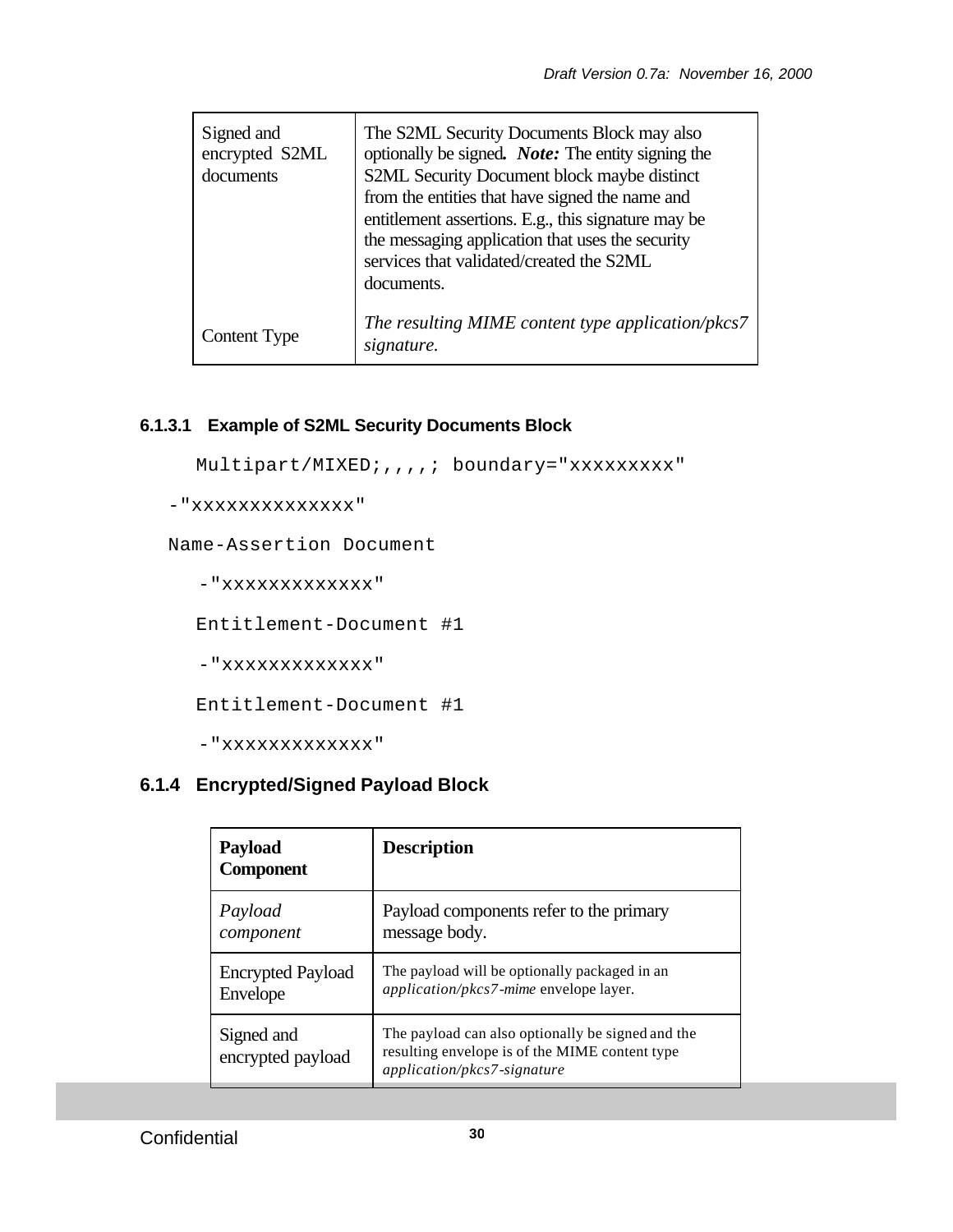| | |
|---|---|
| Signed and encrypted S2ML documents | The S2ML Security Documents Block may also optionally be signed***. Note:*** The entity signing the S2ML Security Document block maybe distinct from the entities that have signed the name and entitlement assertions. E.g., this signature may be the messaging application that uses the security services that validated/created the S2ML documents. |
| Content Type | *The resulting MIME content type application/pkcs7 signature.* |

#### 6.1.3.1 Example of S2ML Security Documents Block

```
    Multipart/MIXED;,,,,; boundary="xxxxxxxxx"
  -"xxxxxxxxxxxxxx"
  Name-Assertion Document
    -"xxxxxxxxxxxxx"
    Entitlement-Document #1
    -"xxxxxxxxxxxxx"
    Entitlement-Document #1
    -"xxxxxxxxxxxxx"
```

### 6.1.4 Encrypted/Signed Payload Block

| **Payload Component** | **Description** |
|---|---|
| *Payload component* | Payload components refer to the primary message body. |
| Encrypted Payload Envelope | The payload will be optionally packaged in an *application/pkcs7-mime* envelope layer. |
| Signed and encrypted payload | The payload can also optionally be signed and the resulting envelope is of the MIME content type *application/pkcs7-signature* |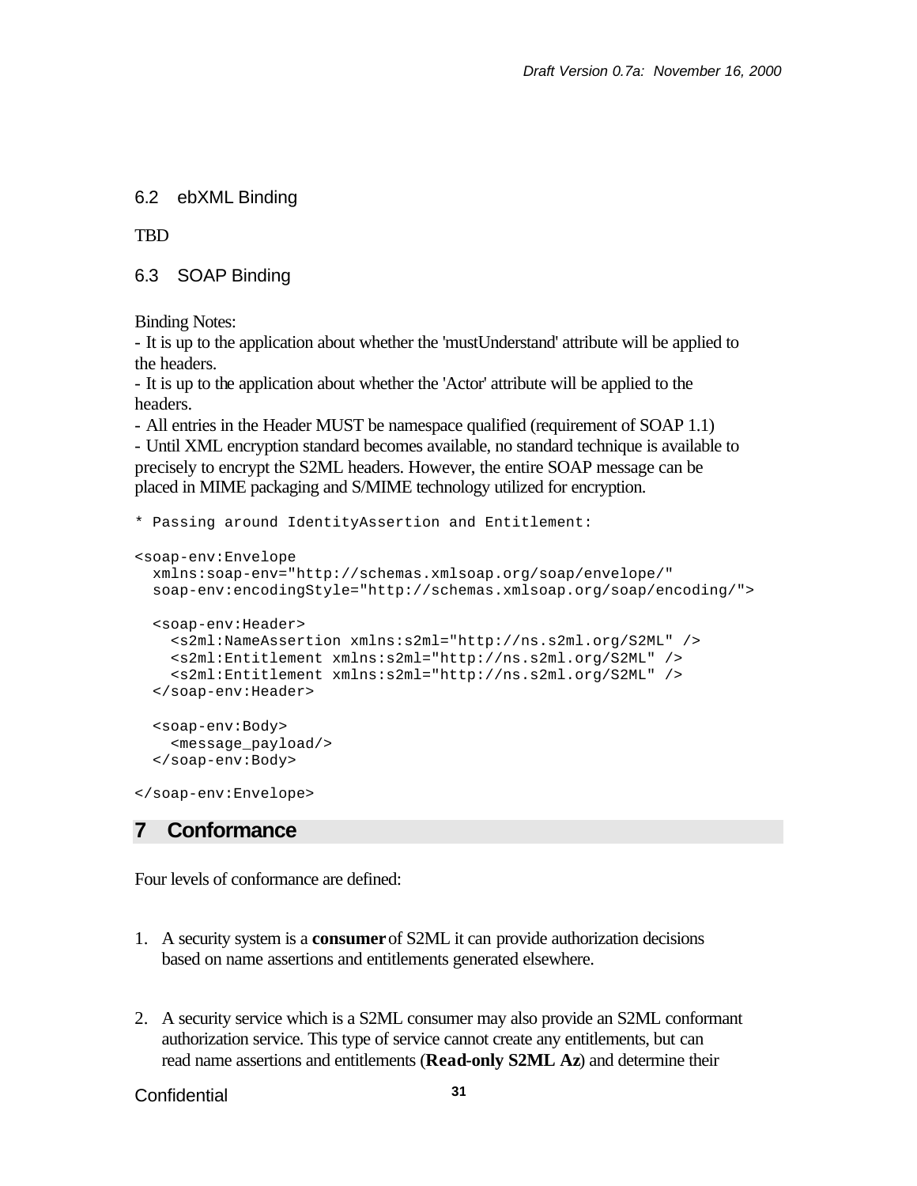## 6.2 ebXML Binding

TBD

## 6.3 SOAP Binding

Binding Notes:
- It is up to the application about whether the 'mustUnderstand' attribute will be applied to the headers.
- It is up to the application about whether the 'Actor' attribute will be applied to the headers.
- All entries in the Header MUST be namespace qualified (requirement of SOAP 1.1)
- Until XML encryption standard becomes available, no standard technique is available to precisely to encrypt the S2ML headers. However, the entire SOAP message can be placed in MIME packaging and S/MIME technology utilized for encryption.

```
* Passing around IdentityAssertion and Entitlement:

<soap-env:Envelope
  xmlns:soap-env="http://schemas.xmlsoap.org/soap/envelope/"
  soap-env:encodingStyle="http://schemas.xmlsoap.org/soap/encoding/">

  <soap-env:Header>
    <s2ml:NameAssertion xmlns:s2ml="http://ns.s2ml.org/S2ML" />
    <s2ml:Entitlement xmlns:s2ml="http://ns.s2ml.org/S2ML" />
    <s2ml:Entitlement xmlns:s2ml="http://ns.s2ml.org/S2ML" />
  </soap-env:Header>

  <soap-env:Body>
    <message_payload/>
  </soap-env:Body>

</soap-env:Envelope>
```

# 7 Conformance

Four levels of conformance are defined:

1. A security system is a **consumer** of S2ML it can provide authorization decisions based on name assertions and entitlements generated elsewhere.

2. A security service which is a S2ML consumer may also provide an S2ML conformant authorization service. This type of service cannot create any entitlements, but can read name assertions and entitlements (**Read-only S2ML Az**) and determine their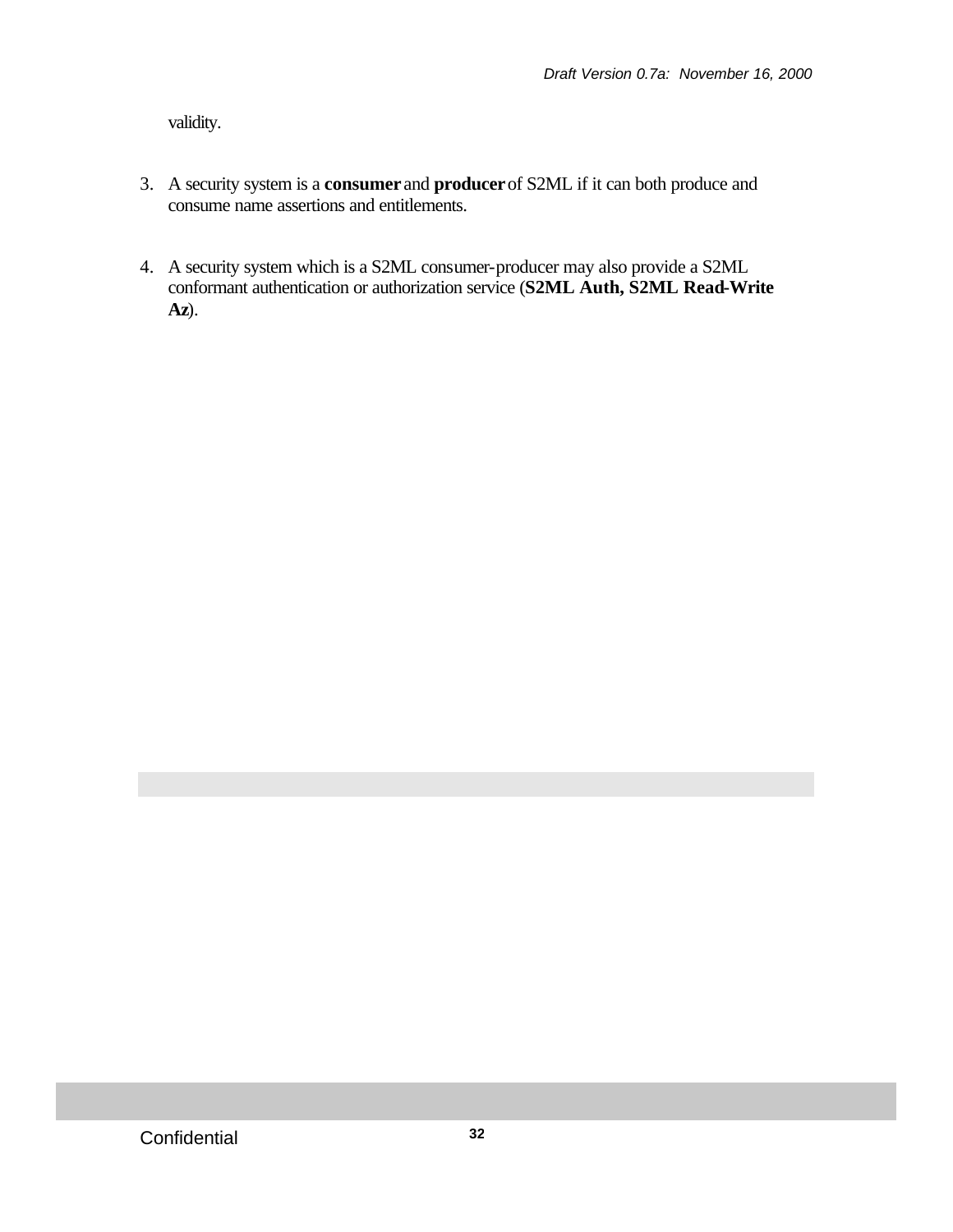validity.

3. A security system is a **consumer** and **producer** of S2ML if it can both produce and consume name assertions and entitlements.

4. A security system which is a S2ML consumer-producer may also provide a S2ML conformant authentication or authorization service (**S2ML Auth, S2ML Read-Write Az**).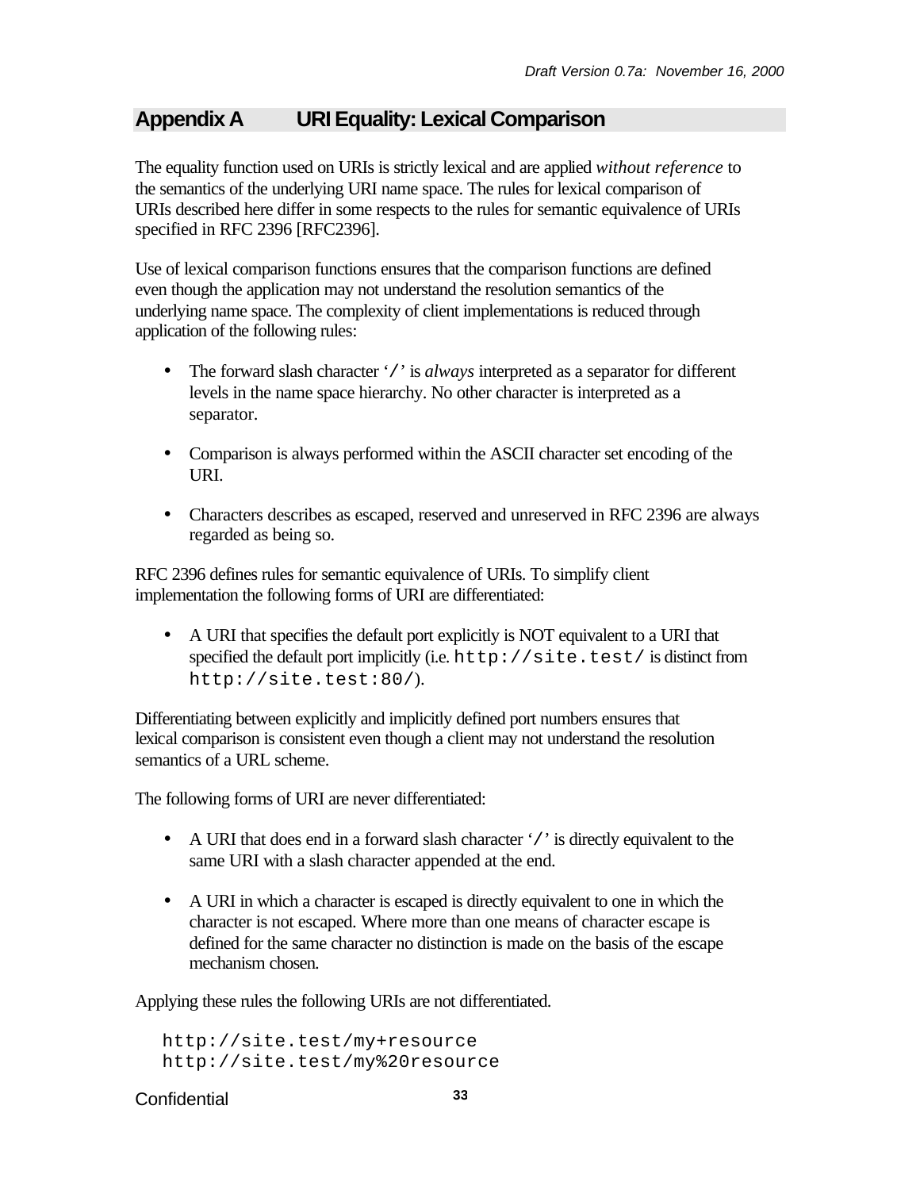## Appendix A URI Equality: Lexical Comparison

The equality function used on URIs is strictly lexical and are applied *without reference* to the semantics of the underlying URI name space. The rules for lexical comparison of URIs described here differ in some respects to the rules for semantic equivalence of URIs specified in RFC 2396 [RFC2396].

Use of lexical comparison functions ensures that the comparison functions are defined even though the application may not understand the resolution semantics of the underlying name space. The complexity of client implementations is reduced through application of the following rules:

- The forward slash character '`/`' is *always* interpreted as a separator for different levels in the name space hierarchy. No other character is interpreted as a separator.
- Comparison is always performed within the ASCII character set encoding of the URI.
- Characters describes as escaped, reserved and unreserved in RFC 2396 are always regarded as being so.

RFC 2396 defines rules for semantic equivalence of URIs. To simplify client implementation the following forms of URI are differentiated:

- A URI that specifies the default port explicitly is NOT equivalent to a URI that specified the default port implicitly (i.e. `http://site.test/` is distinct from `http://site.test:80/`).

Differentiating between explicitly and implicitly defined port numbers ensures that lexical comparison is consistent even though a client may not understand the resolution semantics of a URL scheme.

The following forms of URI are never differentiated:

- A URI that does end in a forward slash character '`/`' is directly equivalent to the same URI with a slash character appended at the end.
- A URI in which a character is escaped is directly equivalent to one in which the character is not escaped. Where more than one means of character escape is defined for the same character no distinction is made on the basis of the escape mechanism chosen.

Applying these rules the following URIs are not differentiated.

```
http://site.test/my+resource
http://site.test/my%20resource
```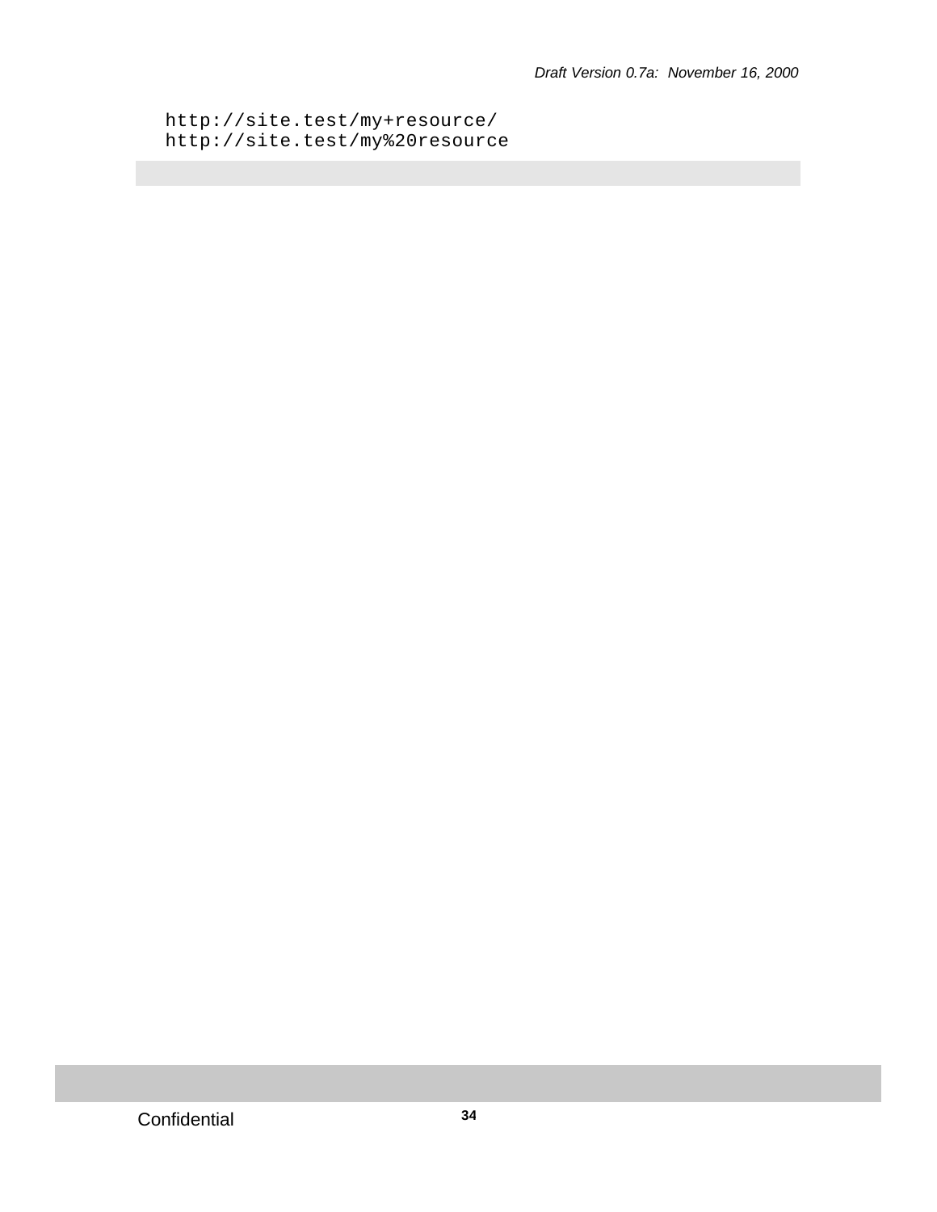```
http://site.test/my+resource/
http://site.test/my%20resource
```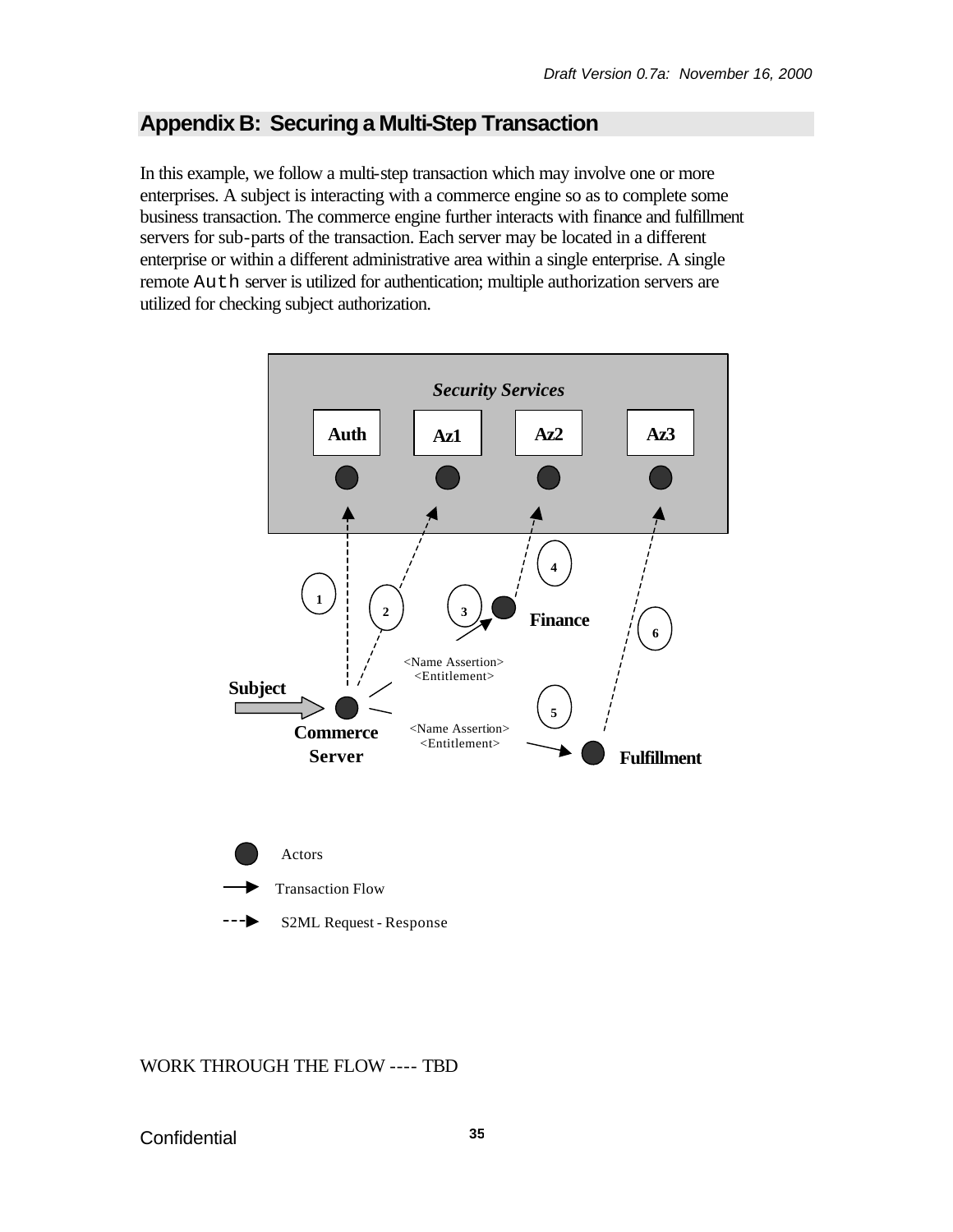## Appendix B: Securing a Multi-Step Transaction

In this example, we follow a multi-step transaction which may involve one or more enterprises. A subject is interacting with a commerce engine so as to complete some business transaction. The commerce engine further interacts with finance and fulfillment servers for sub-parts of the transaction. Each server may be located in a different enterprise or within a different administrative area within a single enterprise. A single remote `Auth` server is utilized for authentication; multiple authorization servers are utilized for checking subject authorization.

*Security Services*

Auth  Az1  Az2  Az3

1  2  3  4  5  6

Finance

Subject

<Name Assertion>
<Entitlement>

Commerce Server

<Name Assertion>
<Entitlement>

Fulfillment

Actors

Transaction Flow

S2ML Request - Response

WORK THROUGH THE FLOW ---- TBD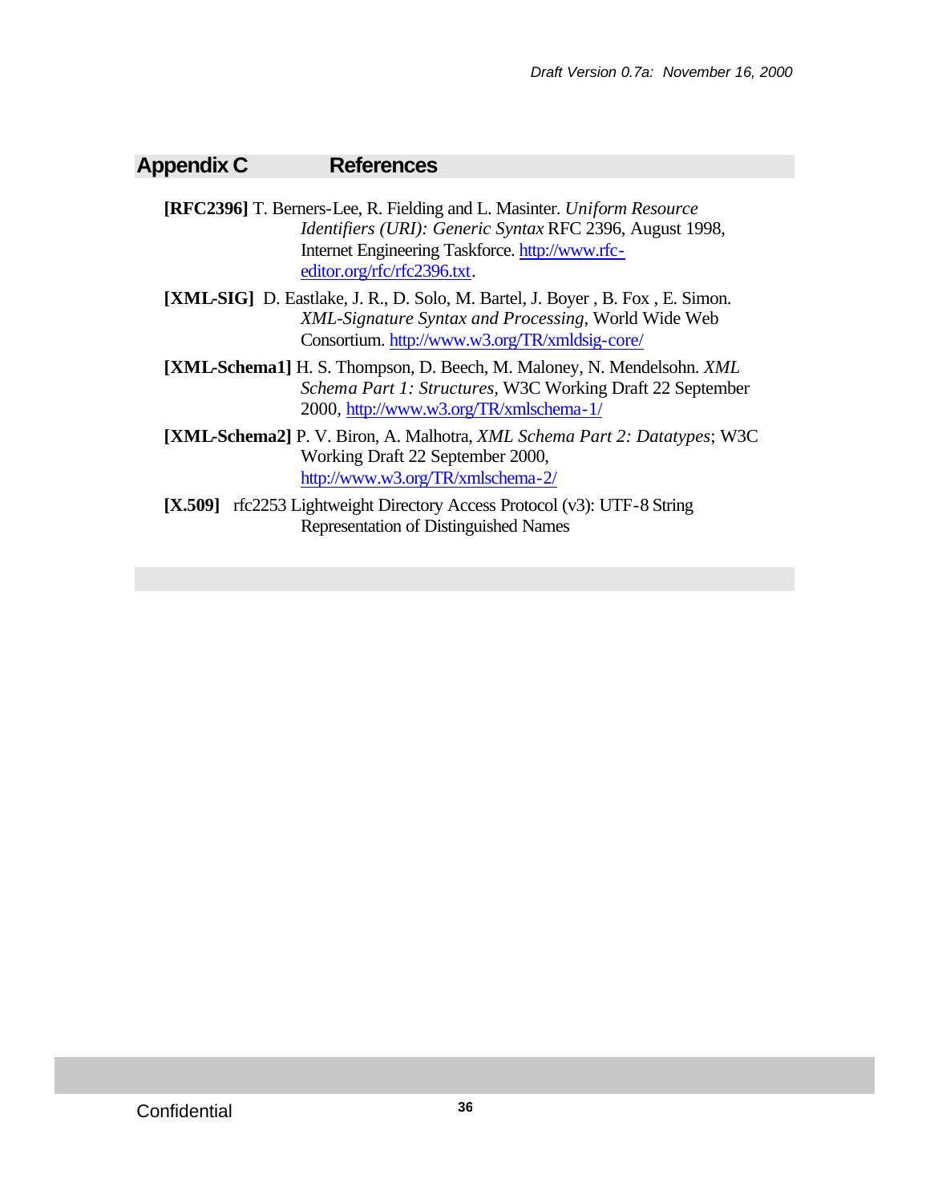# Appendix C References

**[RFC2396]** T. Berners-Lee, R. Fielding and L. Masinter. *Uniform Resource Identifiers (URI): Generic Syntax* RFC 2396, August 1998, Internet Engineering Taskforce. http://www.rfc-editor.org/rfc/rfc2396.txt.

**[XML-SIG]** D. Eastlake, J. R., D. Solo, M. Bartel, J. Boyer , B. Fox , E. Simon. *XML-Signature Syntax and Processing*, World Wide Web Consortium. http://www.w3.org/TR/xmldsig-core/

**[XML-Schema1]** H. S. Thompson, D. Beech, M. Maloney, N. Mendelsohn. *XML Schema Part 1: Structures*, W3C Working Draft 22 September 2000, http://www.w3.org/TR/xmlschema-1/

**[XML-Schema2]** P. V. Biron, A. Malhotra, *XML Schema Part 2: Datatypes*; W3C Working Draft 22 September 2000, http://www.w3.org/TR/xmlschema-2/

**[X.509]** rfc2253 Lightweight Directory Access Protocol (v3): UTF-8 String Representation of Distinguished Names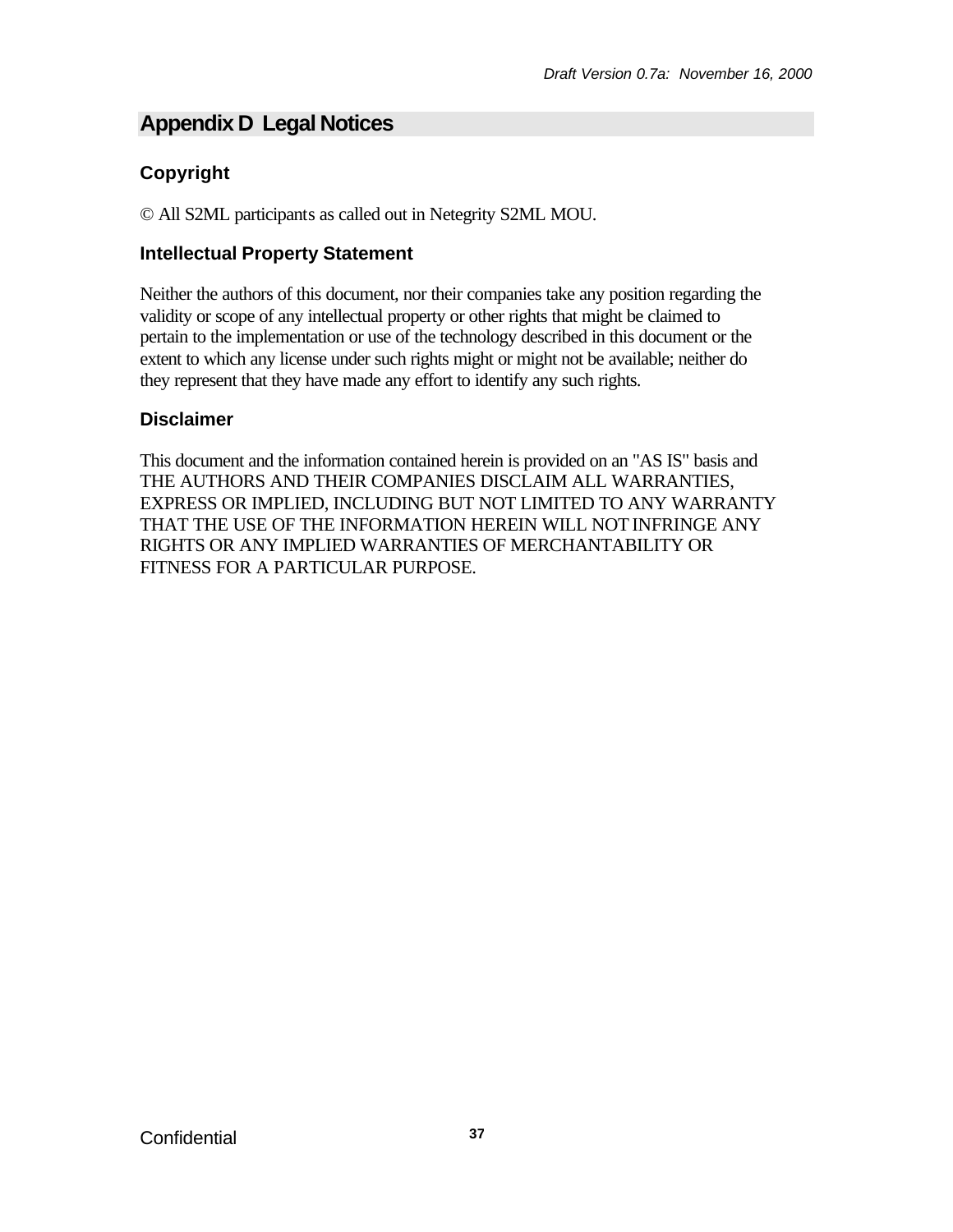# Appendix D Legal Notices

## Copyright

© All S2ML participants as called out in Netegrity S2ML MOU.

## Intellectual Property Statement

Neither the authors of this document, nor their companies take any position regarding the validity or scope of any intellectual property or other rights that might be claimed to pertain to the implementation or use of the technology described in this document or the extent to which any license under such rights might or might not be available; neither do they represent that they have made any effort to identify any such rights.

## Disclaimer

This document and the information contained herein is provided on an "AS IS" basis and THE AUTHORS AND THEIR COMPANIES DISCLAIM ALL WARRANTIES, EXPRESS OR IMPLIED, INCLUDING BUT NOT LIMITED TO ANY WARRANTY THAT THE USE OF THE INFORMATION HEREIN WILL NOT INFRINGE ANY RIGHTS OR ANY IMPLIED WARRANTIES OF MERCHANTABILITY OR FITNESS FOR A PARTICULAR PURPOSE.